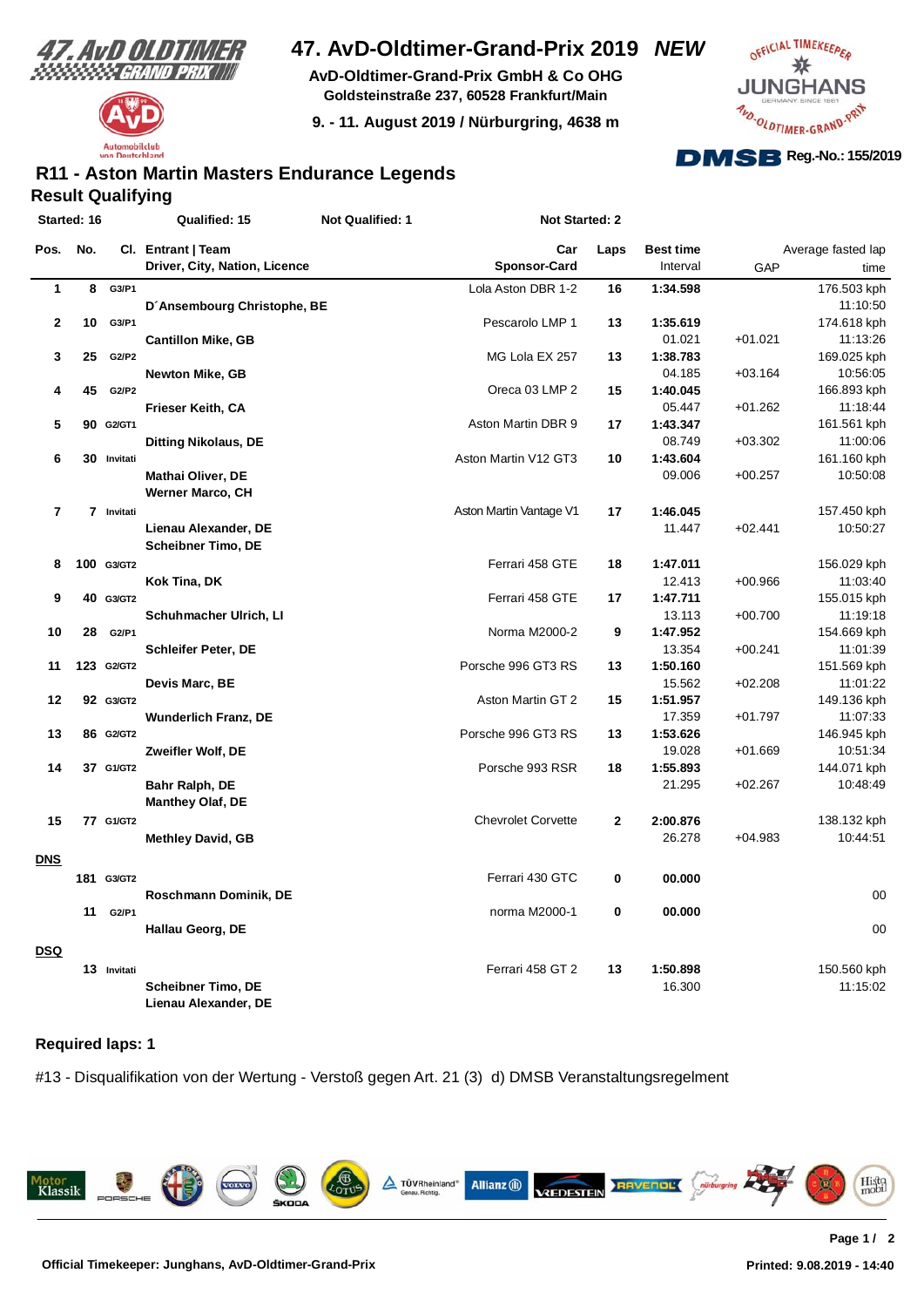# 47. AvD-Oldtimer-Grand-Prix 2019 *NEW*

**AvD-Oldtimer-Grand-Prix GmbH & Co OHG**
**Goldsteinstraße 237, 60528 Frankfurt/Main**

**9. - 11. August 2019 / Nürburgring, 4638 m**

**Reg.-No.: 155/2019**

## R11 - Aston Martin Masters Endurance Legends

### Result Qualifying

**Started: 16** | **Qualified: 15** | **Not Qualified: 1** | **Not Started: 2**

| Pos. | No. | Cl. | Entrant \| Team / Driver, City, Nation, Licence | Car / Sponsor-Card | Laps | Best time / Interval | GAP | Average fasted lap / time |
|---|---|---|---|---|---|---|---|---|
| 1 | 8 | G3/P1 | D´Ansembourg Christophe, BE | Lola Aston DBR 1-2 | 16 | 1:34.598 | | 176.503 kph / 11:10:50 |
| 2 | 10 | G3/P1 | Cantillon Mike, GB | Pescarolo LMP 1 | 13 | 1:35.619 / 01.021 | +01.021 | 174.618 kph / 11:13:26 |
| 3 | 25 | G2/P2 | Newton Mike, GB | MG Lola EX 257 | 13 | 1:38.783 / 04.185 | +03.164 | 169.025 kph / 10:56:05 |
| 4 | 45 | G2/P2 | Frieser Keith, CA | Oreca 03 LMP 2 | 15 | 1:40.045 / 05.447 | +01.262 | 166.893 kph / 11:18:44 |
| 5 | 90 | G2/GT1 | Ditting Nikolaus, DE | Aston Martin DBR 9 | 17 | 1:43.347 / 08.749 | +03.302 | 161.561 kph / 11:00:06 |
| 6 | 30 | Invitati | Mathai Oliver, DE; Werner Marco, CH | Aston Martin V12 GT3 | 10 | 1:43.604 / 09.006 | +00.257 | 161.160 kph / 10:50:08 |
| 7 | 7 | Invitati | Lienau Alexander, DE; Scheibner Timo, DE | Aston Martin Vantage V1 | 17 | 1:46.045 / 11.447 | +02.441 | 157.450 kph / 10:50:27 |
| 8 | 100 | G3/GT2 | Kok Tina, DK | Ferrari 458 GTE | 18 | 1:47.011 / 12.413 | +00.966 | 156.029 kph / 11:03:40 |
| 9 | 40 | G3/GT2 | Schuhmacher Ulrich, LI | Ferrari 458 GTE | 17 | 1:47.711 / 13.113 | +00.700 | 155.015 kph / 11:19:18 |
| 10 | 28 | G2/P1 | Schleifer Peter, DE | Norma M2000-2 | 9 | 1:47.952 / 13.354 | +00.241 | 154.669 kph / 11:01:39 |
| 11 | 123 | G2/GT2 | Devis Marc, BE | Porsche 996 GT3 RS | 13 | 1:50.160 / 15.562 | +02.208 | 151.569 kph / 11:01:22 |
| 12 | 92 | G3/GT2 | Wunderlich Franz, DE | Aston Martin GT 2 | 15 | 1:51.957 / 17.359 | +01.797 | 149.136 kph / 11:07:33 |
| 13 | 86 | G2/GT2 | Zweifler Wolf, DE | Porsche 996 GT3 RS | 13 | 1:53.626 / 19.028 | +01.669 | 146.945 kph / 10:51:34 |
| 14 | 37 | G1/GT2 | Bahr Ralph, DE; Manthey Olaf, DE | Porsche 993 RSR | 18 | 1:55.893 / 21.295 | +02.267 | 144.071 kph / 10:48:49 |
| 15 | 77 | G1/GT2 | Methley David, GB | Chevrolet Corvette | 2 | 2:00.876 / 26.278 | +04.983 | 138.132 kph / 10:44:51 |
| **DNS** | | | | | | | | |
| | 181 | G3/GT2 | Roschmann Dominik, DE | Ferrari 430 GTC | 0 | 00.000 | | 00 |
| | 11 | G2/P1 | Hallau Georg, DE | norma M2000-1 | 0 | 00.000 | | 00 |
| **DSQ** | | | | | | | | |
| | 13 | Invitati | Scheibner Timo, DE; Lienau Alexander, DE | Ferrari 458 GT 2 | 13 | 1:50.898 / 16.300 | | 150.560 kph / 11:15:02 |

**Required laps: 1**

#13 - Disqualifikation von der Wertung - Verstoß gegen Art. 21 (3) d) DMSB Veranstaltungsregelment

**Official Timekeeper: Junghans, AvD-Oldtimer-Grand-Prix**

**Printed: 9.08.2019 - 14:40**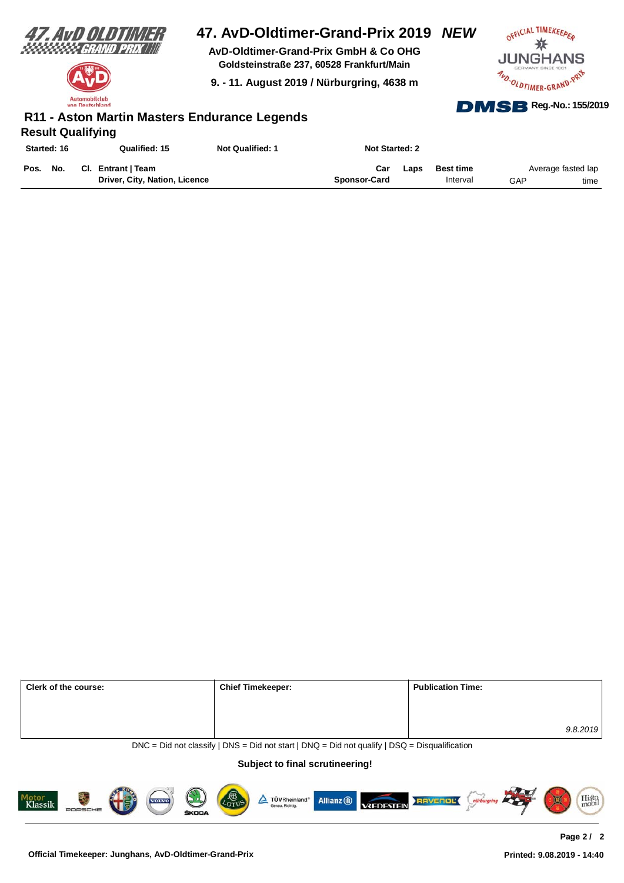# 47. AvD-Oldtimer-Grand-Prix 2019 *NEW*

**AvD-Oldtimer-Grand-Prix GmbH & Co OHG**
**Goldsteinstraße 237, 60528 Frankfurt/Main**
**9. - 11. August 2019 / Nürburgring, 4638 m**

**Reg.-No.: 155/2019**

## R11 - Aston Martin Masters Endurance Legends

### Result Qualifying

**Started: 16** | **Qualified: 15** | **Not Qualified: 1** | **Not Started: 2**

| Pos. | No. | Cl. | Entrant \| Team<br>Driver, City, Nation, Licence | Car<br>Sponsor-Card | Laps | Best time<br>Interval | Average fasted lap<br>GAP | time |
|---|---|---|---|---|---|---|---|---|

| Clerk of the course: | Chief Timekeeper: | Publication Time: |
|---|---|---|
| | | *9.8.2019* |

DNC = Did not classify | DNS = Did not start | DNQ = Did not qualify | DSQ = Disqualification

**Subject to final scrutineering!**

**Official Timekeeper: Junghans, AvD-Oldtimer-Grand-Prix**

**Printed: 9.08.2019 - 14:40**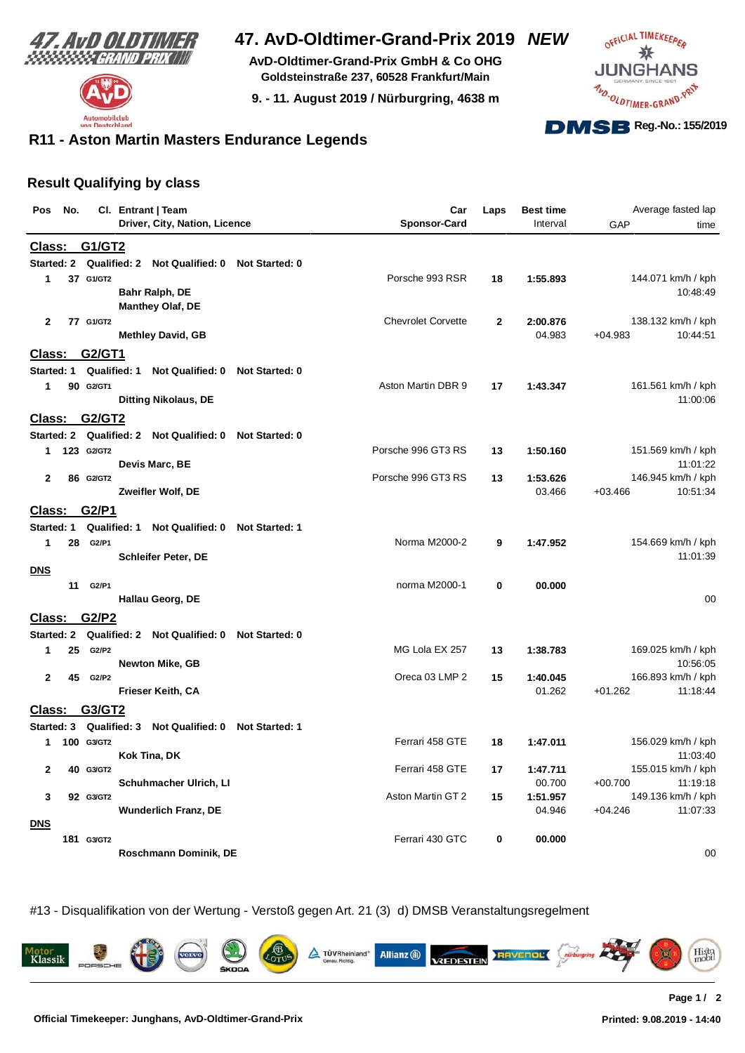# 47. AvD-Oldtimer-Grand-Prix 2019 *NEW*

**AvD-Oldtimer-Grand-Prix GmbH & Co OHG**
**Goldsteinstraße 237, 60528 Frankfurt/Main**
**9. - 11. August 2019 / Nürburgring, 4638 m**

**DMSB Reg.-No.: 155/2019**

## R11 - Aston Martin Masters Endurance Legends

### Result Qualifying by class

| Pos | No. | Cl. | Entrant \| Team / Driver, City, Nation, Licence | Car / Sponsor-Card | Laps | Best time / Interval | GAP | Average fasted lap / time |
|---|---|---|---|---|---|---|---|---|
| **Class: G1/GT2** | | | | | | | | |
| Started: 2 Qualified: 2 Not Qualified: 0 Not Started: 0 | | | | | | | | |
| 1 | 37 | G1/GT2 | Bahr Ralph, DE / Manthey Olaf, DE | Porsche 993 RSR | 18 | 1:55.893 | | 144.071 km/h / kph 10:48:49 |
| 2 | 77 | G1/GT2 | Methley David, GB | Chevrolet Corvette | 2 | 2:00.876 / 04.983 | +04.983 | 138.132 km/h / kph 10:44:51 |
| **Class: G2/GT1** | | | | | | | | |
| Started: 1 Qualified: 1 Not Qualified: 0 Not Started: 0 | | | | | | | | |
| 1 | 90 | G2/GT1 | Ditting Nikolaus, DE | Aston Martin DBR 9 | 17 | 1:43.347 | | 161.561 km/h / kph 11:00:06 |
| **Class: G2/GT2** | | | | | | | | |
| Started: 2 Qualified: 2 Not Qualified: 0 Not Started: 0 | | | | | | | | |
| 1 | 123 | G2/GT2 | Devis Marc, BE | Porsche 996 GT3 RS | 13 | 1:50.160 | | 151.569 km/h / kph 11:01:22 |
| 2 | 86 | G2/GT2 | Zweifler Wolf, DE | Porsche 996 GT3 RS | 13 | 1:53.626 / 03.466 | +03.466 | 146.945 km/h / kph 10:51:34 |
| **Class: G2/P1** | | | | | | | | |
| Started: 1 Qualified: 1 Not Qualified: 0 Not Started: 1 | | | | | | | | |
| 1 | 28 | G2/P1 | Schleifer Peter, DE | Norma M2000-2 | 9 | 1:47.952 | | 154.669 km/h / kph 11:01:39 |
| **DNS** | | | | | | | | |
| | 11 | G2/P1 | Hallau Georg, DE | norma M2000-1 | 0 | 00.000 | | 00 |
| **Class: G2/P2** | | | | | | | | |
| Started: 2 Qualified: 2 Not Qualified: 0 Not Started: 0 | | | | | | | | |
| 1 | 25 | G2/P2 | Newton Mike, GB | MG Lola EX 257 | 13 | 1:38.783 | | 169.025 km/h / kph 10:56:05 |
| 2 | 45 | G2/P2 | Frieser Keith, CA | Oreca 03 LMP 2 | 15 | 1:40.045 / 01.262 | +01.262 | 166.893 km/h / kph 11:18:44 |
| **Class: G3/GT2** | | | | | | | | |
| Started: 3 Qualified: 3 Not Qualified: 0 Not Started: 1 | | | | | | | | |
| 1 | 100 | G3/GT2 | Kok Tina, DK | Ferrari 458 GTE | 18 | 1:47.011 | | 156.029 km/h / kph 11:03:40 |
| 2 | 40 | G3/GT2 | Schuhmacher Ulrich, LI | Ferrari 458 GTE | 17 | 1:47.711 / 00.700 | +00.700 | 155.015 km/h / kph 11:19:18 |
| 3 | 92 | G3/GT2 | Wunderlich Franz, DE | Aston Martin GT 2 | 15 | 1:51.957 / 04.946 | +04.246 | 149.136 km/h / kph 11:07:33 |
| **DNS** | | | | | | | | |
| | 181 | G3/GT2 | Roschmann Dominik, DE | Ferrari 430 GTC | 0 | 00.000 | | 00 |

#13 - Disqualifikation von der Wertung - Verstoß gegen Art. 21 (3) d) DMSB Veranstaltungsregelment

Official Timekeeper: Junghans, AvD-Oldtimer-Grand-Prix

Printed: 9.08.2019 - 14:40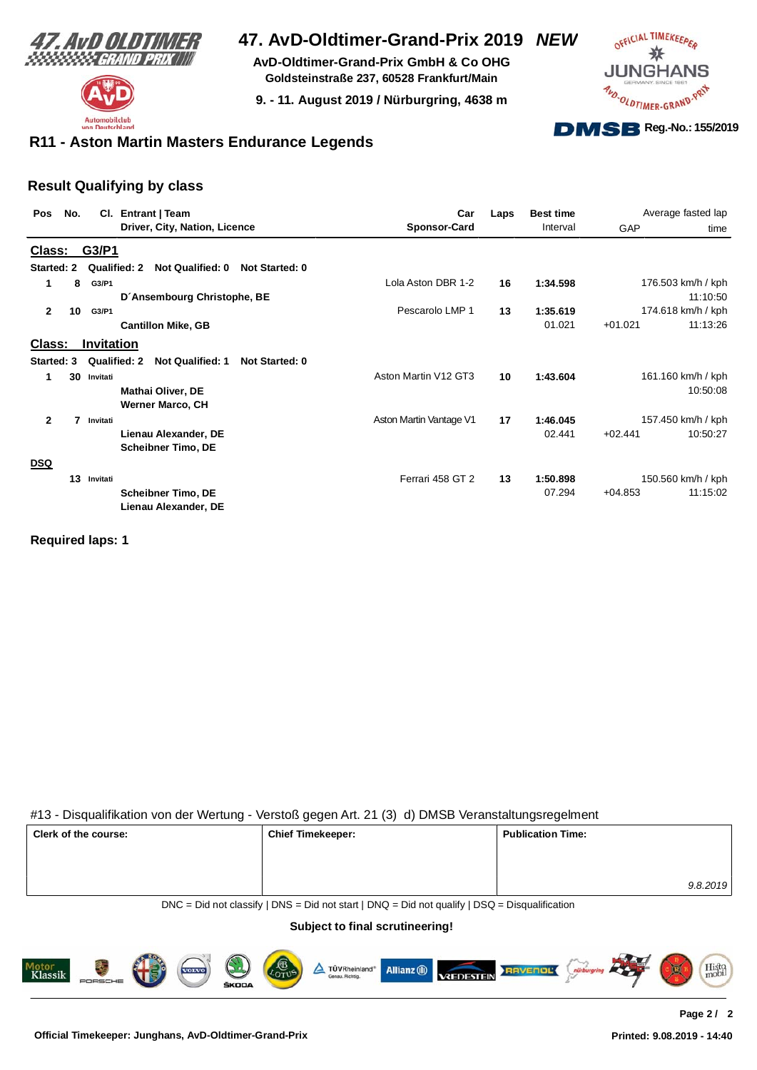# 47. AvD-Oldtimer-Grand-Prix 2019 *NEW*

**AvD-Oldtimer-Grand-Prix GmbH & Co OHG**
**Goldsteinstraße 237, 60528 Frankfurt/Main**

**9. - 11. August 2019 / Nürburgring, 4638 m**

Reg.-No.: 155/2019

## R11 - Aston Martin Masters Endurance Legends

### Result Qualifying by class

| Pos | No. | Cl. | Entrant \| Team / Driver, City, Nation, Licence | Car / Sponsor-Card | Laps | Best time / Interval | GAP | Average fasted lap / time |
|---|---|---|---|---|---|---|---|---|
| **Class: G3/P1** | | | | | | | | |
| Started: 2 | Qualified: 2 | Not Qualified: 0 | Not Started: 0 | | | | | |
| 1 | 8 | G3/P1 | D´Ansembourg Christophe, BE | Lola Aston DBR 1-2 | 16 | 1:34.598 | | 176.503 km/h / kph 11:10:50 |
| 2 | 10 | G3/P1 | Cantillon Mike, GB | Pescarolo LMP 1 | 13 | 1:35.619 / 01.021 | +01.021 | 174.618 km/h / kph 11:13:26 |
| **Class: Invitation** | | | | | | | | |
| Started: 3 | Qualified: 2 | Not Qualified: 1 | Not Started: 0 | | | | | |
| 1 | 30 | Invitati | Mathai Oliver, DE; Werner Marco, CH | Aston Martin V12 GT3 | 10 | 1:43.604 | | 161.160 km/h / kph 10:50:08 |
| 2 | 7 | Invitati | Lienau Alexander, DE; Scheibner Timo, DE | Aston Martin Vantage V1 | 17 | 1:46.045 / 02.441 | +02.441 | 157.450 km/h / kph 10:50:27 |
| **DSQ** | | | | | | | | |
| | 13 | Invitati | Scheibner Timo, DE; Lienau Alexander, DE | Ferrari 458 GT 2 | 13 | 1:50.898 / 07.294 | +04.853 | 150.560 km/h / kph 11:15:02 |

**Required laps: 1**

#13 - Disqualifikation von der Wertung - Verstoß gegen Art. 21 (3) d) DMSB Veranstaltungsregelment

| Clerk of the course: | Chief Timekeeper: | Publication Time: |
|---|---|---|
| | | *9.8.2019* |

DNC = Did not classify | DNS = Did not start | DNQ = Did not qualify | DSQ = Disqualification

**Subject to final scrutineering!**

**Official Timekeeper: Junghans, AvD-Oldtimer-Grand-Prix**

**Printed: 9.08.2019 - 14:40**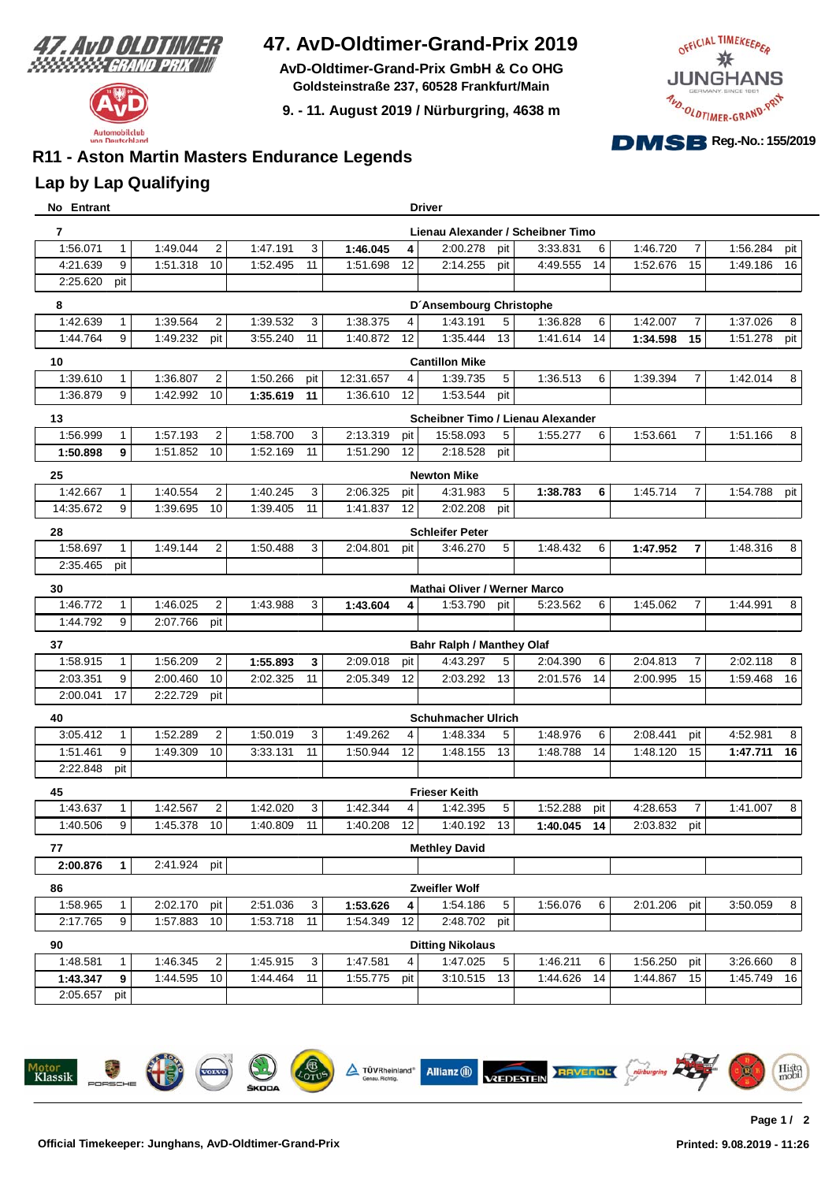# 47. AvD-Oldtimer-Grand-Prix 2019

**AvD-Oldtimer-Grand-Prix GmbH & Co OHG**
**Goldsteinstraße 237, 60528 Frankfurt/Main**

**9. - 11. August 2019 / Nürburgring, 4638 m**

**Reg.-No.: 155/2019**

## R11 - Aston Martin Masters Endurance Legends

## Lap by Lap Qualifying

**No Entrant** — **Driver**

**7** — **Lienau Alexander / Scheibner Timo**

| | | | | | | | | | | | | | | | |
|---|---|---|---|---|---|---|---|---|---|---|---|---|---|---|---|
| 1:56.071 | 1 | 1:49.044 | 2 | 1:47.191 | 3 | **1:46.045** | **4** | 2:00.278 | pit | 3:33.831 | 6 | 1:46.720 | 7 | 1:56.284 | pit |
| 4:21.639 | 9 | 1:51.318 | 10 | 1:52.495 | 11 | 1:51.698 | 12 | 2:14.255 | pit | 4:49.555 | 14 | 1:52.676 | 15 | 1:49.186 | 16 |
| 2:25.620 | pit | | | | | | | | | | | | | | |

**8** — **D´Ansembourg Christophe**

| | | | | | | | | | | | | | | | |
|---|---|---|---|---|---|---|---|---|---|---|---|---|---|---|---|
| 1:42.639 | 1 | 1:39.564 | 2 | 1:39.532 | 3 | 1:38.375 | 4 | 1:43.191 | 5 | 1:36.828 | 6 | 1:42.007 | 7 | 1:37.026 | 8 |
| 1:44.764 | 9 | 1:49.232 | pit | 3:55.240 | 11 | 1:40.872 | 12 | 1:35.444 | 13 | 1:41.614 | 14 | **1:34.598** | **15** | 1:51.278 | pit |

**10** — **Cantillon Mike**

| | | | | | | | | | | | | | | | |
|---|---|---|---|---|---|---|---|---|---|---|---|---|---|---|---|
| 1:39.610 | 1 | 1:36.807 | 2 | 1:50.266 | pit | 12:31.657 | 4 | 1:39.735 | 5 | 1:36.513 | 6 | 1:39.394 | 7 | 1:42.014 | 8 |
| 1:36.879 | 9 | 1:42.992 | 10 | **1:35.619** | **11** | 1:36.610 | 12 | 1:53.544 | pit | | | | | | |

**13** — **Scheibner Timo / Lienau Alexander**

| | | | | | | | | | | | | | | | |
|---|---|---|---|---|---|---|---|---|---|---|---|---|---|---|---|
| 1:56.999 | 1 | 1:57.193 | 2 | 1:58.700 | 3 | 2:13.319 | pit | 15:58.093 | 5 | 1:55.277 | 6 | 1:53.661 | 7 | 1:51.166 | 8 |
| **1:50.898** | **9** | 1:51.852 | 10 | 1:52.169 | 11 | 1:51.290 | 12 | 2:18.528 | pit | | | | | | |

**25** — **Newton Mike**

| | | | | | | | | | | | | | | | |
|---|---|---|---|---|---|---|---|---|---|---|---|---|---|---|---|
| 1:42.667 | 1 | 1:40.554 | 2 | 1:40.245 | 3 | 2:06.325 | pit | 4:31.983 | 5 | **1:38.783** | **6** | 1:45.714 | 7 | 1:54.788 | pit |
| 14:35.672 | 9 | 1:39.695 | 10 | 1:39.405 | 11 | 1:41.837 | 12 | 2:02.208 | pit | | | | | | |

**28** — **Schleifer Peter**

| | | | | | | | | | | | | | | | |
|---|---|---|---|---|---|---|---|---|---|---|---|---|---|---|---|
| 1:58.697 | 1 | 1:49.144 | 2 | 1:50.488 | 3 | 2:04.801 | pit | 3:46.270 | 5 | 1:48.432 | 6 | **1:47.952** | **7** | 1:48.316 | 8 |
| 2:35.465 | pit | | | | | | | | | | | | | | |

**30** — **Mathai Oliver / Werner Marco**

| | | | | | | | | | | | | | | | |
|---|---|---|---|---|---|---|---|---|---|---|---|---|---|---|---|
| 1:46.772 | 1 | 1:46.025 | 2 | 1:43.988 | 3 | **1:43.604** | **4** | 1:53.790 | pit | 5:23.562 | 6 | 1:45.062 | 7 | 1:44.991 | 8 |
| 1:44.792 | 9 | 2:07.766 | pit | | | | | | | | | | | | |

**37** — **Bahr Ralph / Manthey Olaf**

| | | | | | | | | | | | | | | | |
|---|---|---|---|---|---|---|---|---|---|---|---|---|---|---|---|
| 1:58.915 | 1 | 1:56.209 | 2 | **1:55.893** | **3** | 2:09.018 | pit | 4:43.297 | 5 | 2:04.390 | 6 | 2:04.813 | 7 | 2:02.118 | 8 |
| 2:03.351 | 9 | 2:00.460 | 10 | 2:02.325 | 11 | 2:05.349 | 12 | 2:03.292 | 13 | 2:01.576 | 14 | 2:00.995 | 15 | 1:59.468 | 16 |
| 2:00.041 | 17 | 2:22.729 | pit | | | | | | | | | | | | |

**40** — **Schuhmacher Ulrich**

| | | | | | | | | | | | | | | | |
|---|---|---|---|---|---|---|---|---|---|---|---|---|---|---|---|
| 3:05.412 | 1 | 1:52.289 | 2 | 1:50.019 | 3 | 1:49.262 | 4 | 1:48.334 | 5 | 1:48.976 | 6 | 2:08.441 | pit | 4:52.981 | 8 |
| 1:51.461 | 9 | 1:49.309 | 10 | 3:33.131 | 11 | 1:50.944 | 12 | 1:48.155 | 13 | 1:48.788 | 14 | 1:48.120 | 15 | **1:47.711** | **16** |
| 2:22.848 | pit | | | | | | | | | | | | | | |

**45** — **Frieser Keith**

| | | | | | | | | | | | | | | | |
|---|---|---|---|---|---|---|---|---|---|---|---|---|---|---|---|
| 1:43.637 | 1 | 1:42.567 | 2 | 1:42.020 | 3 | 1:42.344 | 4 | 1:42.395 | 5 | 1:52.288 | pit | 4:28.653 | 7 | 1:41.007 | 8 |
| 1:40.506 | 9 | 1:45.378 | 10 | 1:40.809 | 11 | 1:40.208 | 12 | 1:40.192 | 13 | **1:40.045** | **14** | 2:03.832 | pit | | |

**77** — **Methley David**

| | | | | | | | | | | | | | | | |
|---|---|---|---|---|---|---|---|---|---|---|---|---|---|---|---|
| **2:00.876** | **1** | 2:41.924 | pit | | | | | | | | | | | | |

**86** — **Zweifler Wolf**

| | | | | | | | | | | | | | | | |
|---|---|---|---|---|---|---|---|---|---|---|---|---|---|---|---|
| 1:58.965 | 1 | 2:02.170 | pit | 2:51.036 | 3 | **1:53.626** | **4** | 1:54.186 | 5 | 1:56.076 | 6 | 2:01.206 | pit | 3:50.059 | 8 |
| 2:17.765 | 9 | 1:57.883 | 10 | 1:53.718 | 11 | 1:54.349 | 12 | 2:48.702 | pit | | | | | | |

**90** — **Ditting Nikolaus**

| | | | | | | | | | | | | | | | |
|---|---|---|---|---|---|---|---|---|---|---|---|---|---|---|---|
| 1:48.581 | 1 | 1:46.345 | 2 | 1:45.915 | 3 | 1:47.581 | 4 | 1:47.025 | 5 | 1:46.211 | 6 | 1:56.250 | pit | 3:26.660 | 8 |
| **1:43.347** | **9** | 1:44.595 | 10 | 1:44.464 | 11 | 1:55.775 | pit | 3:10.515 | 13 | 1:44.626 | 14 | 1:44.867 | 15 | 1:45.749 | 16 |
| 2:05.657 | pit | | | | | | | | | | | | | | |

**Official Timekeeper: Junghans, AvD-Oldtimer-Grand-Prix**

**Printed: 9.08.2019 - 11:26**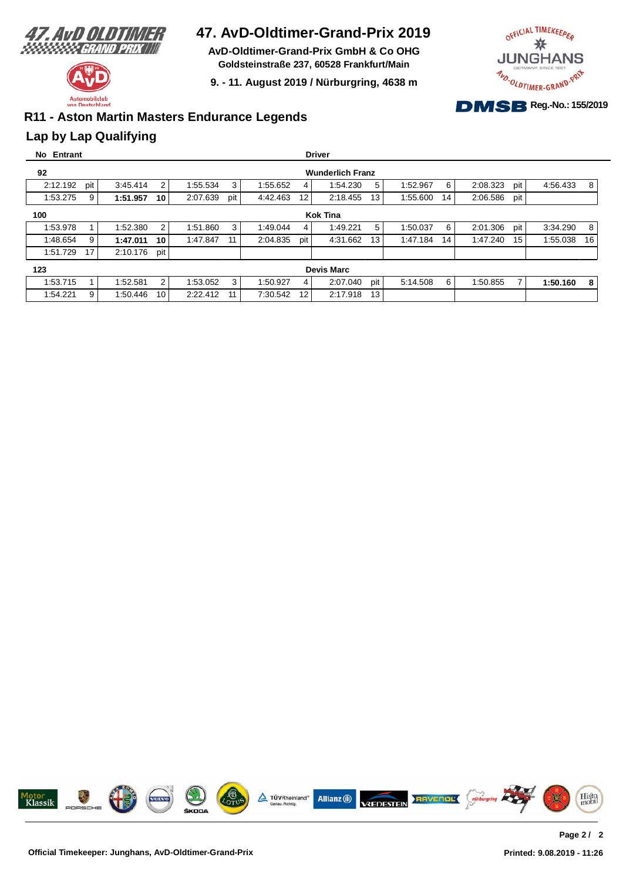# 47. AvD-Oldtimer-Grand-Prix 2019

**AvD-Oldtimer-Grand-Prix GmbH & Co OHG**
**Goldsteinstraße 237, 60528 Frankfurt/Main**

**9. - 11. August 2019 / Nürburgring, 4638 m**

**Reg.-No.: 155/2019**

## R11 - Aston Martin Masters Endurance Legends

## Lap by Lap Qualifying

**No Entrant** — **Driver**

**92** — **Wunderlich Franz**

| | | | | | | | | | | | | | | | |
|---|---|---|---|---|---|---|---|---|---|---|---|---|---|---|---|
| 2:12.192 | pit | 3:45.414 | 2 | 1:55.534 | 3 | 1:55.652 | 4 | 1:54.230 | 5 | 1:52.967 | 6 | 2:08.323 | pit | 4:56.433 | 8 |
| 1:53.275 | 9 | **1:51.957** | **10** | 2:07.639 | pit | 4:42.463 | 12 | 2:18.455 | 13 | 1:55.600 | 14 | 2:06.586 | pit | | |

**100** — **Kok Tina**

| | | | | | | | | | | | | | | | |
|---|---|---|---|---|---|---|---|---|---|---|---|---|---|---|---|
| 1:53.978 | 1 | 1:52.380 | 2 | 1:51.860 | 3 | 1:49.044 | 4 | 1:49.221 | 5 | 1:50.037 | 6 | 2:01.306 | pit | 3:34.290 | 8 |
| 1:48.654 | 9 | **1:47.011** | **10** | 1:47.847 | 11 | 2:04.835 | pit | 4:31.662 | 13 | 1:47.184 | 14 | 1:47.240 | 15 | 1:55.038 | 16 |
| 1:51.729 | 17 | 2:10.176 | pit | | | | | | | | | | | | |

**123** — **Devis Marc**

| | | | | | | | | | | | | | | | |
|---|---|---|---|---|---|---|---|---|---|---|---|---|---|---|---|
| 1:53.715 | 1 | 1:52.581 | 2 | 1:53.052 | 3 | 1:50.927 | 4 | 2:07.040 | pit | 5:14.508 | 6 | 1:50.855 | 7 | **1:50.160** | **8** |
| 1:54.221 | 9 | 1:50.446 | 10 | 2:22.412 | 11 | 7:30.542 | 12 | 2:17.918 | 13 | | | | | | |

**Official Timekeeper: Junghans, AvD-Oldtimer-Grand-Prix**

**Printed: 9.08.2019 - 11:26**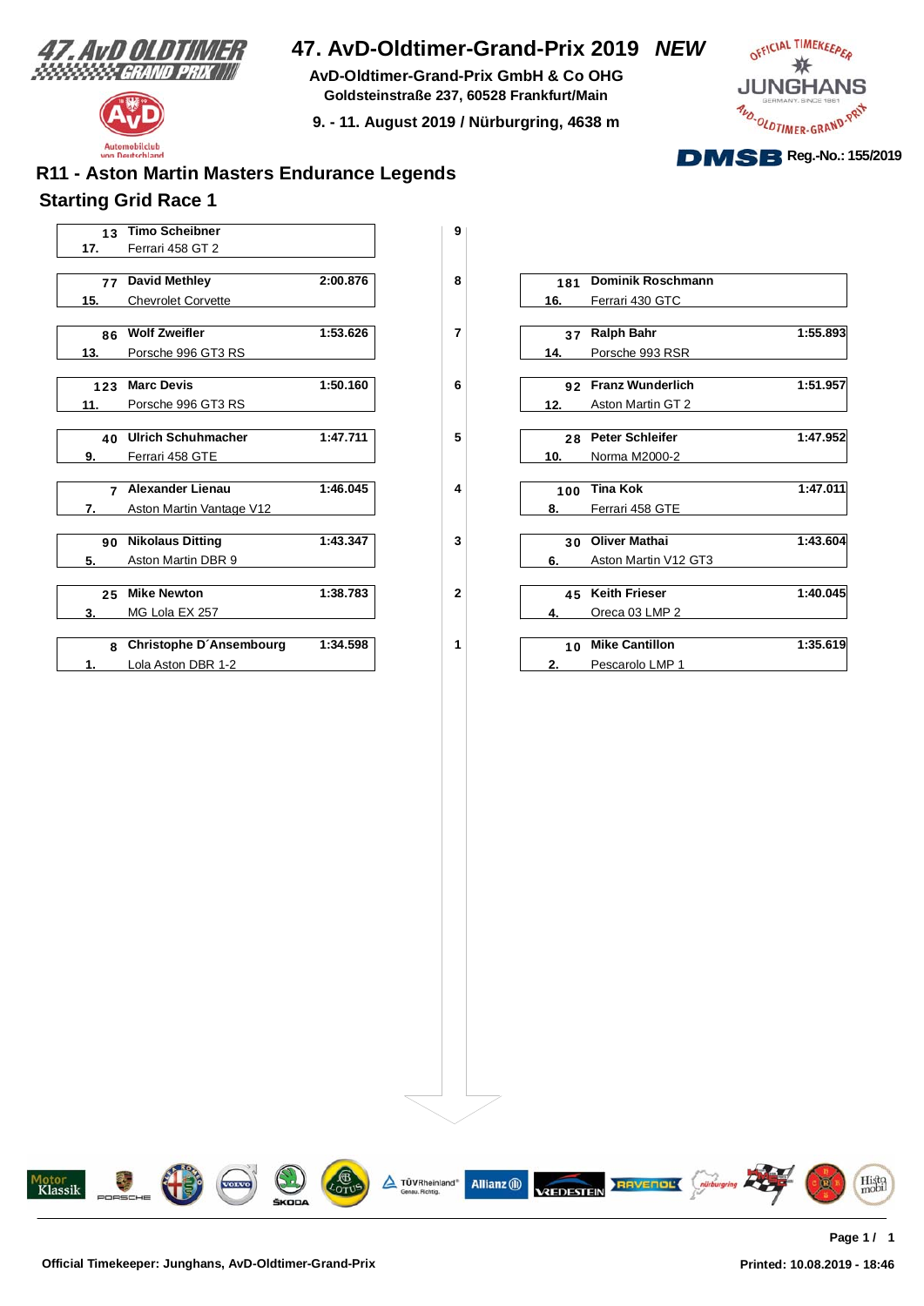# 47. AvD-Oldtimer-Grand-Prix 2019 *NEW*

**AvD-Oldtimer-Grand-Prix GmbH & Co OHG**
**Goldsteinstraße 237, 60528 Frankfurt/Main**

**9. - 11. August 2019 / Nürburgring, 4638 m**

**Reg.-No.: 155/2019**

## R11 - Aston Martin Masters Endurance Legends

## Starting Grid Race 1

| Pos. | No. | Driver | Car | Time |
|---|---|---|---|---|
| 1. | 8 | Christophe D´Ansembourg | Lola Aston DBR 1-2 | 1:34.598 |
| 2. | 10 | Mike Cantillon | Pescarolo LMP 1 | 1:35.619 |
| 3. | 25 | Mike Newton | MG Lola EX 257 | 1:38.783 |
| 4. | 45 | Keith Frieser | Oreca 03 LMP 2 | 1:40.045 |
| 5. | 90 | Nikolaus Ditting | Aston Martin DBR 9 | 1:43.347 |
| 6. | 30 | Oliver Mathai | Aston Martin V12 GT3 | 1:43.604 |
| 7. | 7 | Alexander Lienau | Aston Martin Vantage V12 | 1:46.045 |
| 8. | 100 | Tina Kok | Ferrari 458 GTE | 1:47.011 |
| 9. | 40 | Ulrich Schuhmacher | Ferrari 458 GTE | 1:47.711 |
| 10. | 28 | Peter Schleifer | Norma M2000-2 | 1:47.952 |
| 11. | 123 | Marc Devis | Porsche 996 GT3 RS | 1:50.160 |
| 12. | 92 | Franz Wunderlich | Aston Martin GT 2 | 1:51.957 |
| 13. | 86 | Wolf Zweifler | Porsche 996 GT3 RS | 1:53.626 |
| 14. | 37 | Ralph Bahr | Porsche 993 RSR | 1:55.893 |
| 15. | 77 | David Methley | Chevrolet Corvette | 2:00.876 |
| 16. | 181 | Dominik Roschmann | Ferrari 430 GTC | |
| 17. | 13 | Timo Scheibner | Ferrari 458 GT 2 | |

Official Timekeeper: Junghans, AvD-Oldtimer-Grand-Prix

Printed: 10.08.2019 - 18:46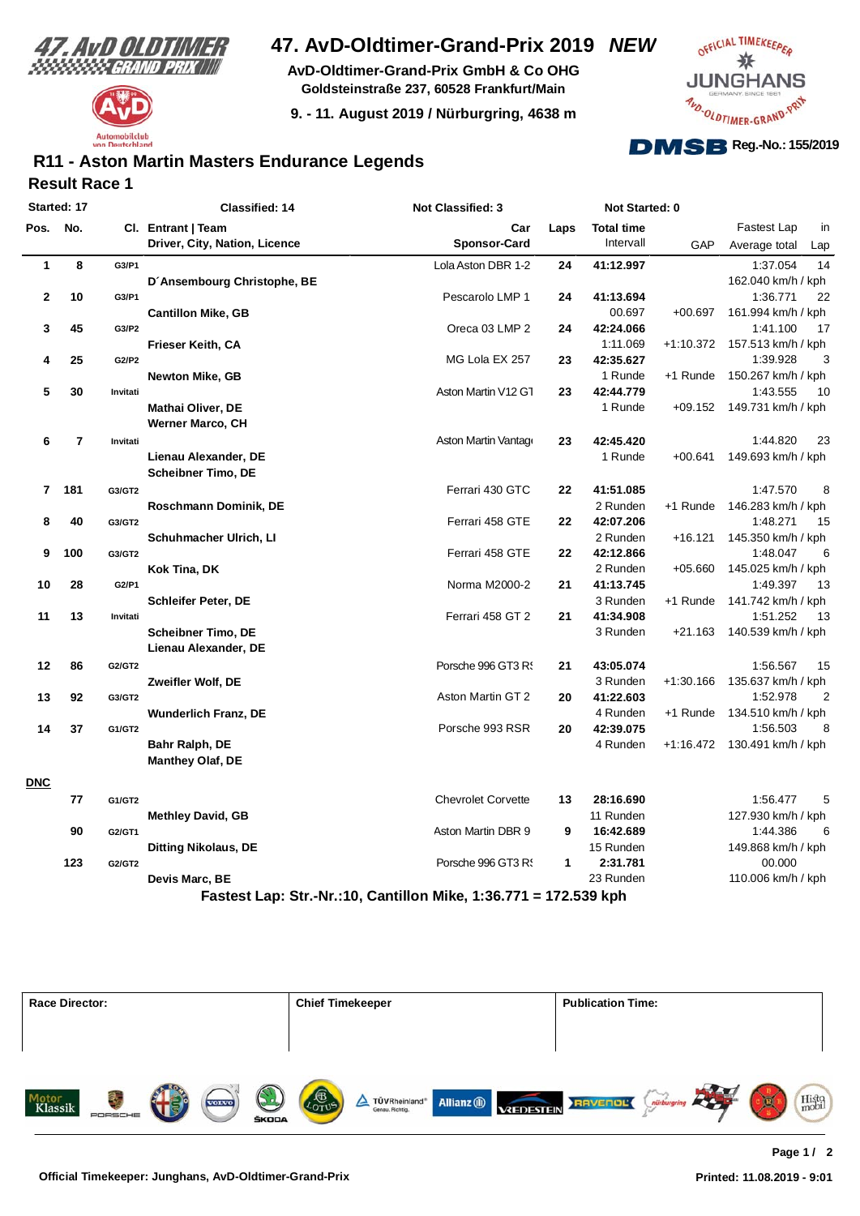# 47. AvD-Oldtimer-Grand-Prix 2019 *NEW*

**AvD-Oldtimer-Grand-Prix GmbH & Co OHG**
**Goldsteinstraße 237, 60528 Frankfurt/Main**

**9. - 11. August 2019 / Nürburgring, 4638 m**

Reg.-No.: 155/2019

## R11 - Aston Martin Masters Endurance Legends

### Result Race 1

**Started: 17** | **Classified: 14** | **Not Classified: 3** | **Not Started: 0**

| Pos. | No. | Cl. | Entrant \| Team / Driver, City, Nation, Licence | Car / Sponsor-Card | Laps | Total time / Intervall | GAP | Fastest Lap / Average total | in Lap |
|---|---|---|---|---|---|---|---|---|---|
| 1 | 8 | G3/P1 | D´Ansembourg Christophe, BE | Lola Aston DBR 1-2 | 24 | 41:12.997 | | 1:37.054 / 162.040 km/h / kph | 14 |
| 2 | 10 | G3/P1 | Cantillon Mike, GB | Pescarolo LMP 1 | 24 | 41:13.694 / 00.697 | +00.697 | 1:36.771 / 161.994 km/h / kph | 22 |
| 3 | 45 | G3/P2 | Frieser Keith, CA | Oreca 03 LMP 2 | 24 | 42:24.066 / 1:11.069 | +1:10.372 | 1:41.100 / 157.513 km/h / kph | 17 |
| 4 | 25 | G2/P2 | Newton Mike, GB | MG Lola EX 257 | 23 | 42:35.627 / 1 Runde | +1 Runde | 1:39.928 / 150.267 km/h / kph | 3 |
| 5 | 30 | Invitati | Mathai Oliver, DE / Werner Marco, CH | Aston Martin V12 GT | 23 | 42:44.779 / 1 Runde | +09.152 | 1:43.555 / 149.731 km/h / kph | 10 |
| 6 | 7 | Invitati | Lienau Alexander, DE / Scheibner Timo, DE | Aston Martin Vantage | 23 | 42:45.420 / 1 Runde | +00.641 | 1:44.820 / 149.693 km/h / kph | 23 |
| 7 | 181 | G3/GT2 | Roschmann Dominik, DE | Ferrari 430 GTC | 22 | 41:51.085 / 2 Runden | +1 Runde | 1:47.570 / 146.283 km/h / kph | 8 |
| 8 | 40 | G3/GT2 | Schuhmacher Ulrich, LI | Ferrari 458 GTE | 22 | 42:07.206 / 2 Runden | +16.121 | 1:48.271 / 145.350 km/h / kph | 15 |
| 9 | 100 | G3/GT2 | Kok Tina, DK | Ferrari 458 GTE | 22 | 42:12.866 / 2 Runden | +05.660 | 1:48.047 / 145.025 km/h / kph | 6 |
| 10 | 28 | G2/P1 | Schleifer Peter, DE | Norma M2000-2 | 21 | 41:13.745 / 3 Runden | +1 Runde | 1:49.397 / 141.742 km/h / kph | 13 |
| 11 | 13 | Invitati | Scheibner Timo, DE / Lienau Alexander, DE | Ferrari 458 GT 2 | 21 | 41:34.908 / 3 Runden | +21.163 | 1:51.252 / 140.539 km/h / kph | 13 |
| 12 | 86 | G2/GT2 | Zweifler Wolf, DE | Porsche 996 GT3 RS | 21 | 43:05.074 / 3 Runden | +1:30.166 | 1:56.567 / 135.637 km/h / kph | 15 |
| 13 | 92 | G3/GT2 | Wunderlich Franz, DE | Aston Martin GT 2 | 20 | 41:22.603 / 4 Runden | +1 Runde | 1:52.978 / 134.510 km/h / kph | 2 |
| 14 | 37 | G1/GT2 | Bahr Ralph, DE / Manthey Olaf, DE | Porsche 993 RSR | 20 | 42:39.075 / 4 Runden | +1:16.472 | 1:56.503 / 130.491 km/h / kph | 8 |

**DNC**

| Pos. | No. | Cl. | Entrant \| Team / Driver, City, Nation, Licence | Car / Sponsor-Card | Laps | Total time / Intervall | GAP | Fastest Lap / Average total | in Lap |
|---|---|---|---|---|---|---|---|---|---|
| | 77 | G1/GT2 | Methley David, GB | Chevrolet Corvette | 13 | 28:16.690 / 11 Runden | | 1:56.477 / 127.930 km/h / kph | 5 |
| | 90 | G2/GT1 | Ditting Nikolaus, DE | Aston Martin DBR 9 | 9 | 16:42.689 / 15 Runden | | 1:44.386 / 149.868 km/h / kph | 6 |
| | 123 | G2/GT2 | Devis Marc, BE | Porsche 996 GT3 RS | 1 | 2:31.781 / 23 Runden | | 00.000 / 110.006 km/h / kph | |

**Fastest Lap: Str.-Nr.:10, Cantillon Mike, 1:36.771 = 172.539 kph**

| Race Director: | Chief Timekeeper | Publication Time: |
|---|---|---|
| | | |

**Official Timekeeper: Junghans, AvD-Oldtimer-Grand-Prix**

**Printed: 11.08.2019 - 9:01**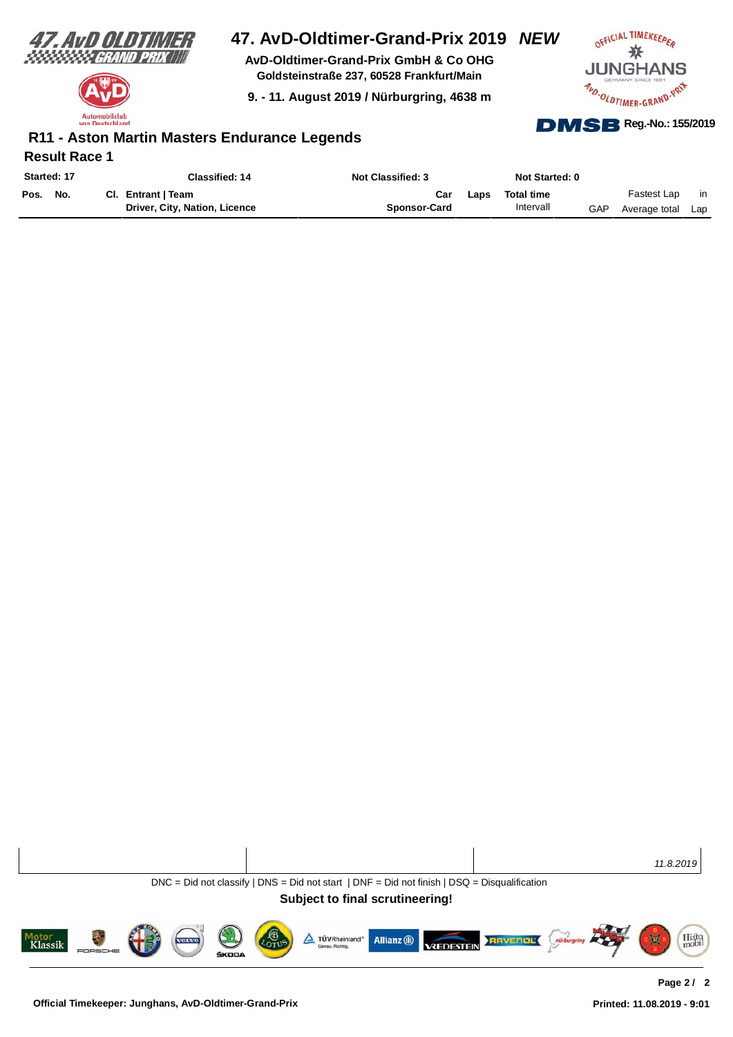# 47. AvD-Oldtimer-Grand-Prix 2019 *NEW*

**AvD-Oldtimer-Grand-Prix GmbH & Co OHG**
**Goldsteinstraße 237, 60528 Frankfurt/Main**

**9. - 11. August 2019 / Nürburgring, 4638 m**

Reg.-No.: 155/2019

## R11 - Aston Martin Masters Endurance Legends

### Result Race 1

| Started: 17 | Classified: 14 | Not Classified: 3 | Not Started: 0 |
|---|---|---|---|

| Pos. | No. | Cl. | Entrant \| Team / Driver, City, Nation, Licence | Car / Sponsor-Card | Laps | Total time / Intervall | GAP | Fastest Lap / Average total | in Lap |
|---|---|---|---|---|---|---|---|---|---|

*11.8.2019*

DNC = Did not classify | DNS = Did not start | DNF = Did not finish | DSQ = Disqualification

**Subject to final scrutineering!**

**Official Timekeeper: Junghans, AvD-Oldtimer-Grand-Prix**

**Printed: 11.08.2019 - 9:01**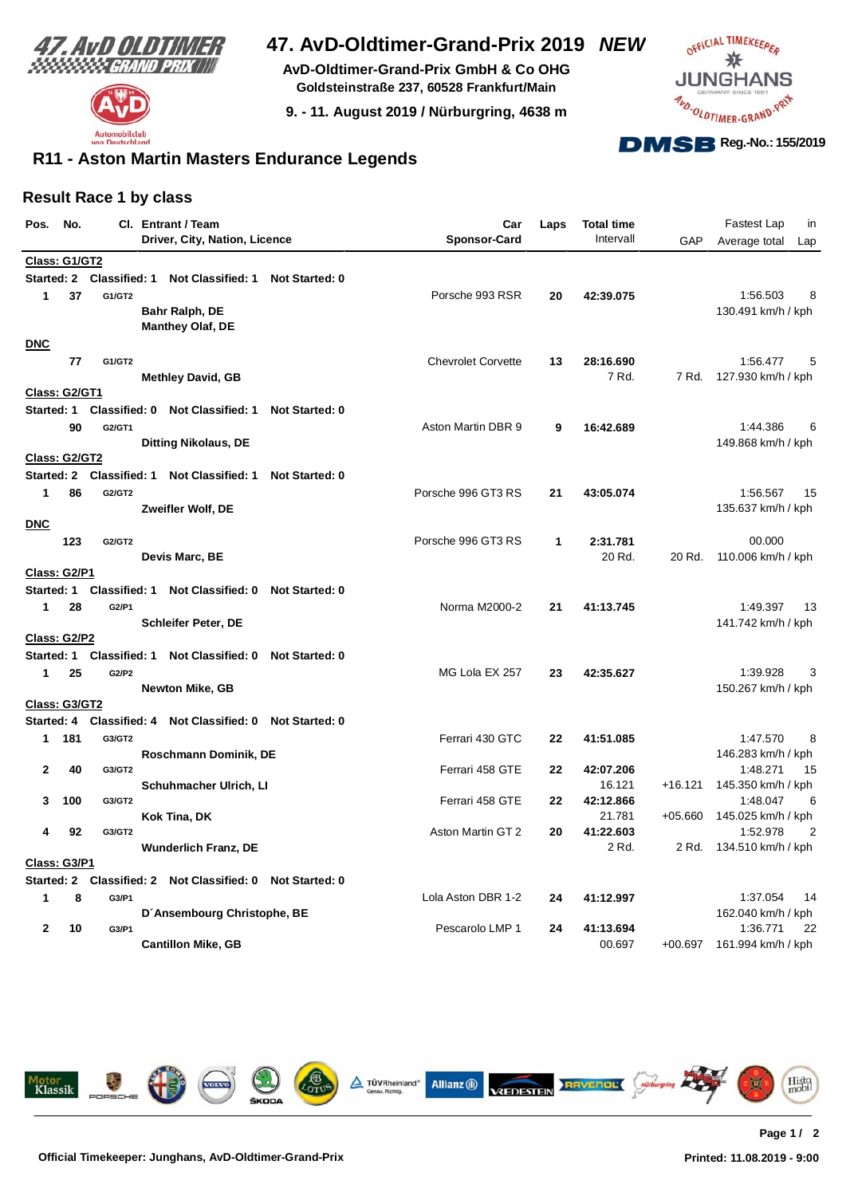# 47. AvD-Oldtimer-Grand-Prix 2019 *NEW*

**AvD-Oldtimer-Grand-Prix GmbH & Co OHG**
**Goldsteinstraße 237, 60528 Frankfurt/Main**

**9. - 11. August 2019 / Nürburgring, 4638 m**

Reg.-No.: 155/2019

## R11 - Aston Martin Masters Endurance Legends

### Result Race 1 by class

| Pos. | No. | Cl. | Entrant / Team<br>Driver, City, Nation, Licence | Car<br>Sponsor-Card | Laps | Total time<br>Intervall | GAP | Fastest Lap<br>Average total | in<br>Lap |
|---|---|---|---|---|---|---|---|---|---|
| **Class: G1/GT2** | | | | | | | | | |
| **Started: 2 Classified: 1 Not Classified: 1 Not Started: 0** | | | | | | | | | |
| 1 | 37 | G1/GT2 | **Bahr Ralph, DE**<br>**Manthey Olaf, DE** | Porsche 993 RSR | 20 | 42:39.075 | | 1:56.503<br>130.491 km/h / kph | 8 |
| **DNC** | | | | | | | | | |
| | 77 | G1/GT2 | **Methley David, GB** | Chevrolet Corvette | 13 | 28:16.690<br>7 Rd. | 7 Rd. | 1:56.477<br>127.930 km/h / kph | 5 |
| **Class: G2/GT1** | | | | | | | | | |
| **Started: 1 Classified: 0 Not Classified: 1 Not Started: 0** | | | | | | | | | |
| | 90 | G2/GT1 | **Ditting Nikolaus, DE** | Aston Martin DBR 9 | 9 | 16:42.689 | | 1:44.386<br>149.868 km/h / kph | 6 |
| **Class: G2/GT2** | | | | | | | | | |
| **Started: 2 Classified: 1 Not Classified: 1 Not Started: 0** | | | | | | | | | |
| 1 | 86 | G2/GT2 | **Zweifler Wolf, DE** | Porsche 996 GT3 RS | 21 | 43:05.074 | | 1:56.567<br>135.637 km/h / kph | 15 |
| **DNC** | | | | | | | | | |
| | 123 | G2/GT2 | **Devis Marc, BE** | Porsche 996 GT3 RS | 1 | 2:31.781<br>20 Rd. | 20 Rd. | 00.000<br>110.006 km/h / kph | |
| **Class: G2/P1** | | | | | | | | | |
| **Started: 1 Classified: 1 Not Classified: 0 Not Started: 0** | | | | | | | | | |
| 1 | 28 | G2/P1 | **Schleifer Peter, DE** | Norma M2000-2 | 21 | 41:13.745 | | 1:49.397<br>141.742 km/h / kph | 13 |
| **Class: G2/P2** | | | | | | | | | |
| **Started: 1 Classified: 1 Not Classified: 0 Not Started: 0** | | | | | | | | | |
| 1 | 25 | G2/P2 | **Newton Mike, GB** | MG Lola EX 257 | 23 | 42:35.627 | | 1:39.928<br>150.267 km/h / kph | 3 |
| **Class: G3/GT2** | | | | | | | | | |
| **Started: 4 Classified: 4 Not Classified: 0 Not Started: 0** | | | | | | | | | |
| 1 | 181 | G3/GT2 | **Roschmann Dominik, DE** | Ferrari 430 GTC | 22 | 41:51.085 | | 1:47.570<br>146.283 km/h / kph | 8 |
| 2 | 40 | G3/GT2 | **Schuhmacher Ulrich, LI** | Ferrari 458 GTE | 22 | 42:07.206<br>16.121 | +16.121 | 1:48.271<br>145.350 km/h / kph | 15 |
| 3 | 100 | G3/GT2 | **Kok Tina, DK** | Ferrari 458 GTE | 22 | 42:12.866<br>21.781 | +05.660 | 1:48.047<br>145.025 km/h / kph | 6 |
| 4 | 92 | G3/GT2 | **Wunderlich Franz, DE** | Aston Martin GT 2 | 20 | 41:22.603<br>2 Rd. | 2 Rd. | 1:52.978<br>134.510 km/h / kph | 2 |
| **Class: G3/P1** | | | | | | | | | |
| **Started: 2 Classified: 2 Not Classified: 0 Not Started: 0** | | | | | | | | | |
| 1 | 8 | G3/P1 | **D´Ansembourg Christophe, BE** | Lola Aston DBR 1-2 | 24 | 41:12.997 | | 1:37.054<br>162.040 km/h / kph | 14 |
| 2 | 10 | G3/P1 | **Cantillon Mike, GB** | Pescarolo LMP 1 | 24 | 41:13.694<br>00.697 | +00.697 | 1:36.771<br>161.994 km/h / kph | 22 |

Official Timekeeper: Junghans, AvD-Oldtimer-Grand-Prix

Printed: 11.08.2019 - 9:00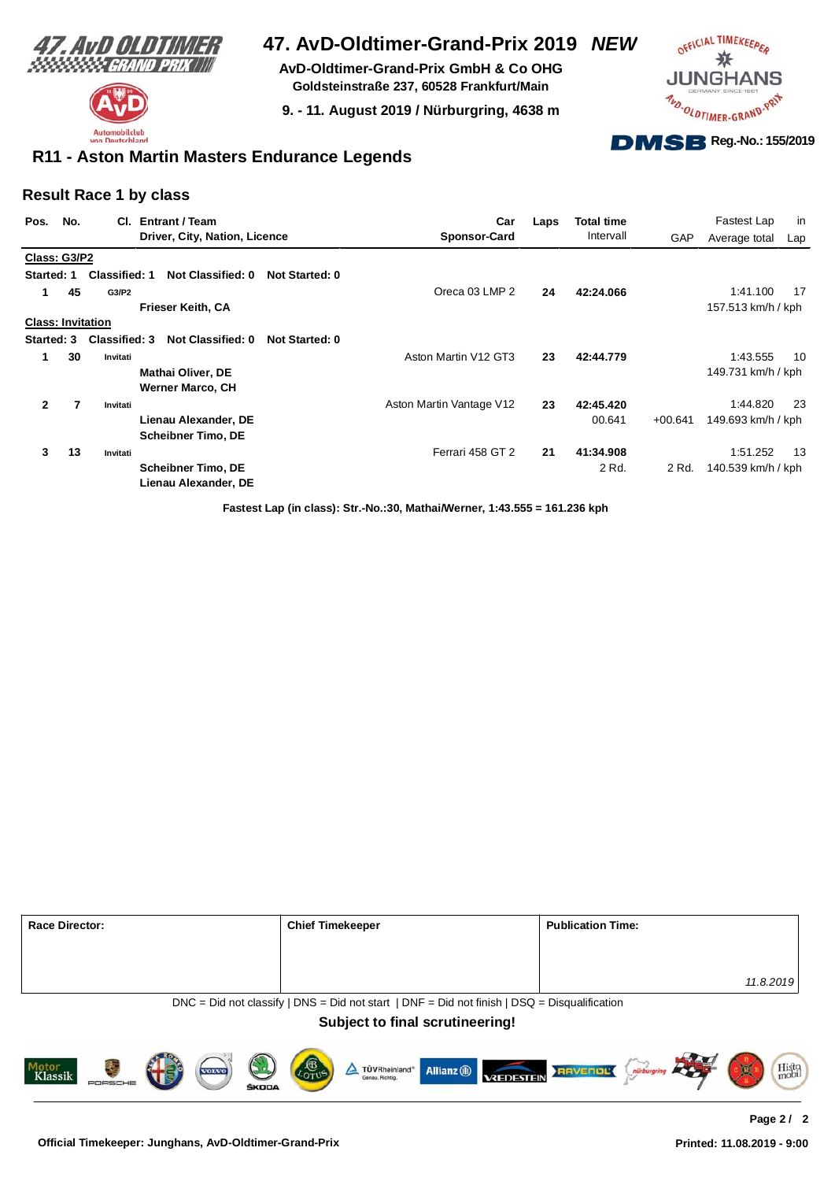# 47. AvD-Oldtimer-Grand-Prix 2019 *NEW*

**AvD-Oldtimer-Grand-Prix GmbH & Co OHG**
**Goldsteinstraße 237, 60528 Frankfurt/Main**

**9. - 11. August 2019 / Nürburgring, 4638 m**

**Reg.-No.: 155/2019**

## R11 - Aston Martin Masters Endurance Legends

### Result Race 1 by class

| Pos. | No. | Cl. | Entrant / Team<br>Driver, City, Nation, Licence | Car<br>Sponsor-Card | Laps | Total time<br>Intervall | GAP | Fastest Lap<br>Average total | in<br>Lap |
|---|---|---|---|---|---|---|---|---|---|
| **Class: G3/P2** | | | | | | | | | |
| **Started: 1** | **Classified: 1** | | **Not Classified: 0 Not Started: 0** | | | | | | |
| **1** | **45** | G3/P2 | **Frieser Keith, CA** | Oreca 03 LMP 2 | **24** | **42:24.066** | | 1:41.100<br>157.513 km/h / kph | 17 |
| **Class: Invitation** | | | | | | | | | |
| **Started: 3** | **Classified: 3** | | **Not Classified: 0 Not Started: 0** | | | | | | |
| **1** | **30** | Invitati | **Mathai Oliver, DE**<br>**Werner Marco, CH** | Aston Martin V12 GT3 | **23** | **42:44.779** | | 1:43.555<br>149.731 km/h / kph | 10 |
| **2** | **7** | Invitati | **Lienau Alexander, DE**<br>**Scheibner Timo, DE** | Aston Martin Vantage V12 | **23** | **42:45.420**<br>00.641 | +00.641 | 1:44.820<br>149.693 km/h / kph | 23 |
| **3** | **13** | Invitati | **Scheibner Timo, DE**<br>**Lienau Alexander, DE** | Ferrari 458 GT 2 | **21** | **41:34.908**<br>2 Rd. | 2 Rd. | 1:51.252<br>140.539 km/h / kph | 13 |

**Fastest Lap (in class): Str.-No.:30, Mathai/Werner, 1:43.555 = 161.236 kph**

| Race Director: | Chief Timekeeper | Publication Time: |
|---|---|---|
| | | *11.8.2019* |

DNC = Did not classify | DNS = Did not start | DNF = Did not finish | DSQ = Disqualification

**Subject to final scrutineering!**

**Official Timekeeper: Junghans, AvD-Oldtimer-Grand-Prix**

**Printed: 11.08.2019 - 9:00**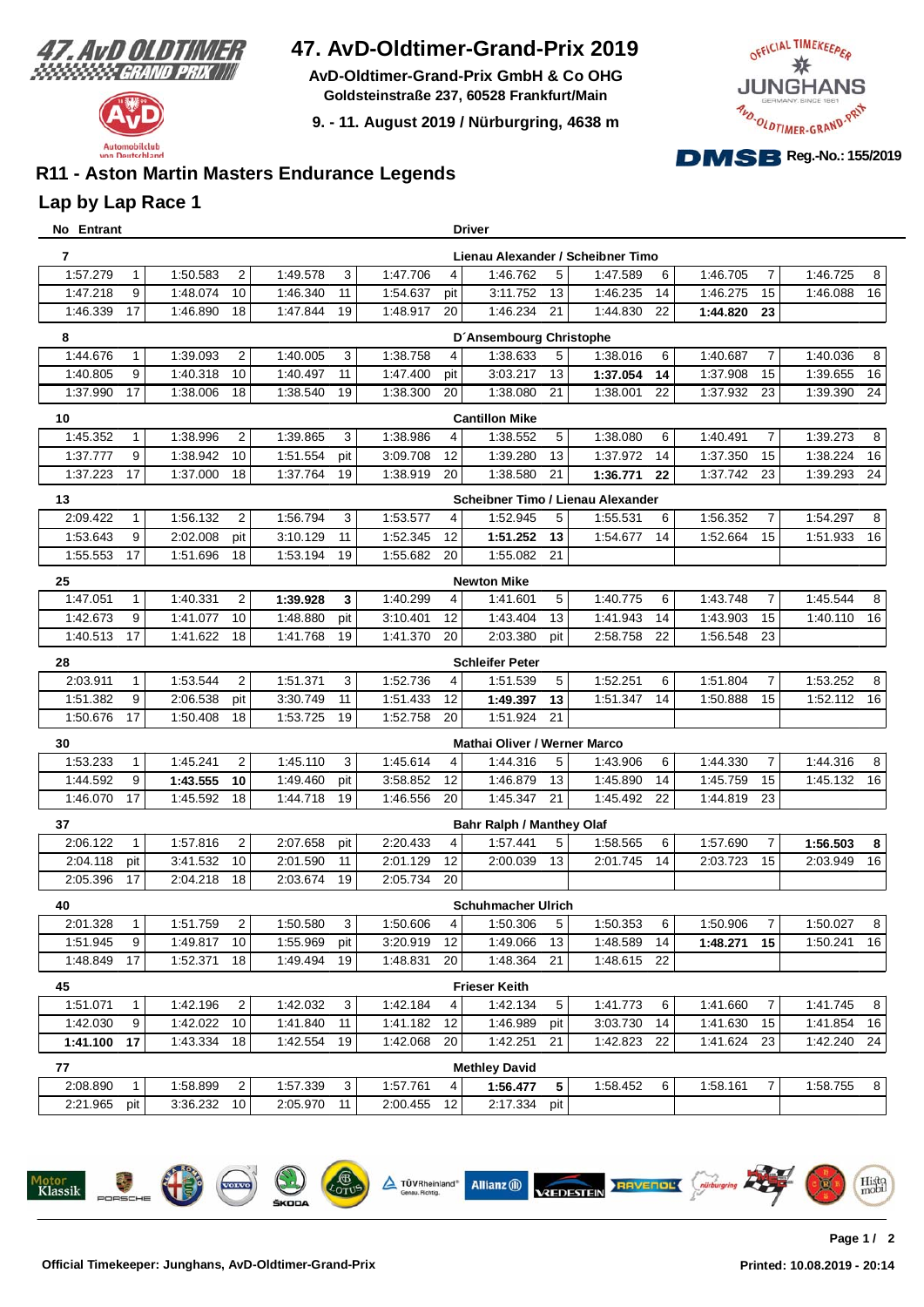# 47. AvD-Oldtimer-Grand-Prix 2019

**AvD-Oldtimer-Grand-Prix GmbH & Co OHG**
**Goldsteinstraße 237, 60528 Frankfurt/Main**

**9. - 11. August 2019 / Nürburgring, 4638 m**

**Reg.-No.: 155/2019**

## R11 - Aston Martin Masters Endurance Legends

## Lap by Lap Race 1

**No Entrant** — **Driver**

**7** — Lienau Alexander / Scheibner Timo

| | | | | | | | | | | | | | | | |
|---|---|---|---|---|---|---|---|---|---|---|---|---|---|---|---|
| 1:57.279 | 1 | 1:50.583 | 2 | 1:49.578 | 3 | 1:47.706 | 4 | 1:46.762 | 5 | 1:47.589 | 6 | 1:46.705 | 7 | 1:46.725 | 8 |
| 1:47.218 | 9 | 1:48.074 | 10 | 1:46.340 | 11 | 1:54.637 | pit | 3:11.752 | 13 | 1:46.235 | 14 | 1:46.275 | 15 | 1:46.088 | 16 |
| 1:46.339 | 17 | 1:46.890 | 18 | 1:47.844 | 19 | 1:48.917 | 20 | 1:46.234 | 21 | 1:44.830 | 22 | **1:44.820** | **23** | | |

**8** — D´Ansembourg Christophe

| | | | | | | | | | | | | | | | |
|---|---|---|---|---|---|---|---|---|---|---|---|---|---|---|---|
| 1:44.676 | 1 | 1:39.093 | 2 | 1:40.005 | 3 | 1:38.758 | 4 | 1:38.633 | 5 | 1:38.016 | 6 | 1:40.687 | 7 | 1:40.036 | 8 |
| 1:40.805 | 9 | 1:40.318 | 10 | 1:40.497 | 11 | 1:47.400 | pit | 3:03.217 | 13 | **1:37.054** | **14** | 1:37.908 | 15 | 1:39.655 | 16 |
| 1:37.990 | 17 | 1:38.006 | 18 | 1:38.540 | 19 | 1:38.300 | 20 | 1:38.080 | 21 | 1:38.001 | 22 | 1:37.932 | 23 | 1:39.390 | 24 |

**10** — Cantillon Mike

| | | | | | | | | | | | | | | | |
|---|---|---|---|---|---|---|---|---|---|---|---|---|---|---|---|
| 1:45.352 | 1 | 1:38.996 | 2 | 1:39.865 | 3 | 1:38.986 | 4 | 1:38.552 | 5 | 1:38.080 | 6 | 1:40.491 | 7 | 1:39.273 | 8 |
| 1:37.777 | 9 | 1:38.942 | 10 | 1:51.554 | pit | 3:09.708 | 12 | 1:39.280 | 13 | 1:37.972 | 14 | 1:37.350 | 15 | 1:38.224 | 16 |
| 1:37.223 | 17 | 1:37.000 | 18 | 1:37.764 | 19 | 1:38.919 | 20 | 1:38.580 | 21 | **1:36.771** | **22** | 1:37.742 | 23 | 1:39.293 | 24 |

**13** — Scheibner Timo / Lienau Alexander

| | | | | | | | | | | | | | | | |
|---|---|---|---|---|---|---|---|---|---|---|---|---|---|---|---|
| 2:09.422 | 1 | 1:56.132 | 2 | 1:56.794 | 3 | 1:53.577 | 4 | 1:52.945 | 5 | 1:55.531 | 6 | 1:56.352 | 7 | 1:54.297 | 8 |
| 1:53.643 | 9 | 2:02.008 | pit | 3:10.129 | 11 | 1:52.345 | 12 | **1:51.252** | **13** | 1:54.677 | 14 | 1:52.664 | 15 | 1:51.933 | 16 |
| 1:55.553 | 17 | 1:51.696 | 18 | 1:53.194 | 19 | 1:55.682 | 20 | 1:55.082 | 21 | | | | | | |

**25** — Newton Mike

| | | | | | | | | | | | | | | | |
|---|---|---|---|---|---|---|---|---|---|---|---|---|---|---|---|
| 1:47.051 | 1 | 1:40.331 | 2 | **1:39.928** | **3** | 1:40.299 | 4 | 1:41.601 | 5 | 1:40.775 | 6 | 1:43.748 | 7 | 1:45.544 | 8 |
| 1:42.673 | 9 | 1:41.077 | 10 | 1:48.880 | pit | 3:10.401 | 12 | 1:43.404 | 13 | 1:41.943 | 14 | 1:43.903 | 15 | 1:40.110 | 16 |
| 1:40.513 | 17 | 1:41.622 | 18 | 1:41.768 | 19 | 1:41.370 | 20 | 2:03.380 | pit | 2:58.758 | 22 | 1:56.548 | 23 | | |

**28** — Schleifer Peter

| | | | | | | | | | | | | | | | |
|---|---|---|---|---|---|---|---|---|---|---|---|---|---|---|---|
| 2:03.911 | 1 | 1:53.544 | 2 | 1:51.371 | 3 | 1:52.736 | 4 | 1:51.539 | 5 | 1:52.251 | 6 | 1:51.804 | 7 | 1:53.252 | 8 |
| 1:51.382 | 9 | 2:06.538 | pit | 3:30.749 | 11 | 1:51.433 | 12 | **1:49.397** | **13** | 1:51.347 | 14 | 1:50.888 | 15 | 1:52.112 | 16 |
| 1:50.676 | 17 | 1:50.408 | 18 | 1:53.725 | 19 | 1:52.758 | 20 | 1:51.924 | 21 | | | | | | |

**30** — Mathai Oliver / Werner Marco

| | | | | | | | | | | | | | | | |
|---|---|---|---|---|---|---|---|---|---|---|---|---|---|---|---|
| 1:53.233 | 1 | 1:45.241 | 2 | 1:45.110 | 3 | 1:45.614 | 4 | 1:44.316 | 5 | 1:43.906 | 6 | 1:44.330 | 7 | 1:44.316 | 8 |
| 1:44.592 | 9 | **1:43.555** | **10** | 1:49.460 | pit | 3:58.852 | 12 | 1:46.879 | 13 | 1:45.890 | 14 | 1:45.759 | 15 | 1:45.132 | 16 |
| 1:46.070 | 17 | 1:45.592 | 18 | 1:44.718 | 19 | 1:46.556 | 20 | 1:45.347 | 21 | 1:45.492 | 22 | 1:44.819 | 23 | | |

**37** — Bahr Ralph / Manthey Olaf

| | | | | | | | | | | | | | | | |
|---|---|---|---|---|---|---|---|---|---|---|---|---|---|---|---|
| 2:06.122 | 1 | 1:57.816 | 2 | 2:07.658 | pit | 2:20.433 | 4 | 1:57.441 | 5 | 1:58.565 | 6 | 1:57.690 | 7 | **1:56.503** | **8** |
| 2:04.118 | pit | 3:41.532 | 10 | 2:01.590 | 11 | 2:01.129 | 12 | 2:00.039 | 13 | 2:01.745 | 14 | 2:03.723 | 15 | 2:03.949 | 16 |
| 2:05.396 | 17 | 2:04.218 | 18 | 2:03.674 | 19 | 2:05.734 | 20 | | | | | | | | |

**40** — Schuhmacher Ulrich

| | | | | | | | | | | | | | | | |
|---|---|---|---|---|---|---|---|---|---|---|---|---|---|---|---|
| 2:01.328 | 1 | 1:51.759 | 2 | 1:50.580 | 3 | 1:50.606 | 4 | 1:50.306 | 5 | 1:50.353 | 6 | 1:50.906 | 7 | 1:50.027 | 8 |
| 1:51.945 | 9 | 1:49.817 | 10 | 1:55.969 | pit | 3:20.919 | 12 | 1:49.066 | 13 | 1:48.589 | 14 | **1:48.271** | **15** | 1:50.241 | 16 |
| 1:48.849 | 17 | 1:52.371 | 18 | 1:49.494 | 19 | 1:48.831 | 20 | 1:48.364 | 21 | 1:48.615 | 22 | | | | |

**45** — Frieser Keith

| | | | | | | | | | | | | | | | |
|---|---|---|---|---|---|---|---|---|---|---|---|---|---|---|---|
| 1:51.071 | 1 | 1:42.196 | 2 | 1:42.032 | 3 | 1:42.184 | 4 | 1:42.134 | 5 | 1:41.773 | 6 | 1:41.660 | 7 | 1:41.745 | 8 |
| 1:42.030 | 9 | 1:42.022 | 10 | 1:41.840 | 11 | 1:41.182 | 12 | 1:46.989 | pit | 3:03.730 | 14 | 1:41.630 | 15 | 1:41.854 | 16 |
| **1:41.100** | **17** | 1:43.334 | 18 | 1:42.554 | 19 | 1:42.068 | 20 | 1:42.251 | 21 | 1:42.823 | 22 | 1:41.624 | 23 | 1:42.240 | 24 |

**77** — Methley David

| | | | | | | | | | | | | | | | |
|---|---|---|---|---|---|---|---|---|---|---|---|---|---|---|---|
| 2:08.890 | 1 | 1:58.899 | 2 | 1:57.339 | 3 | 1:57.761 | 4 | **1:56.477** | **5** | 1:58.452 | 6 | 1:58.161 | 7 | 1:58.755 | 8 |
| 2:21.965 | pit | 3:36.232 | 10 | 2:05.970 | 11 | 2:00.455 | 12 | 2:17.334 | pit | | | | | | |

Official Timekeeper: Junghans, AvD-Oldtimer-Grand-Prix

Printed: 10.08.2019 - 20:14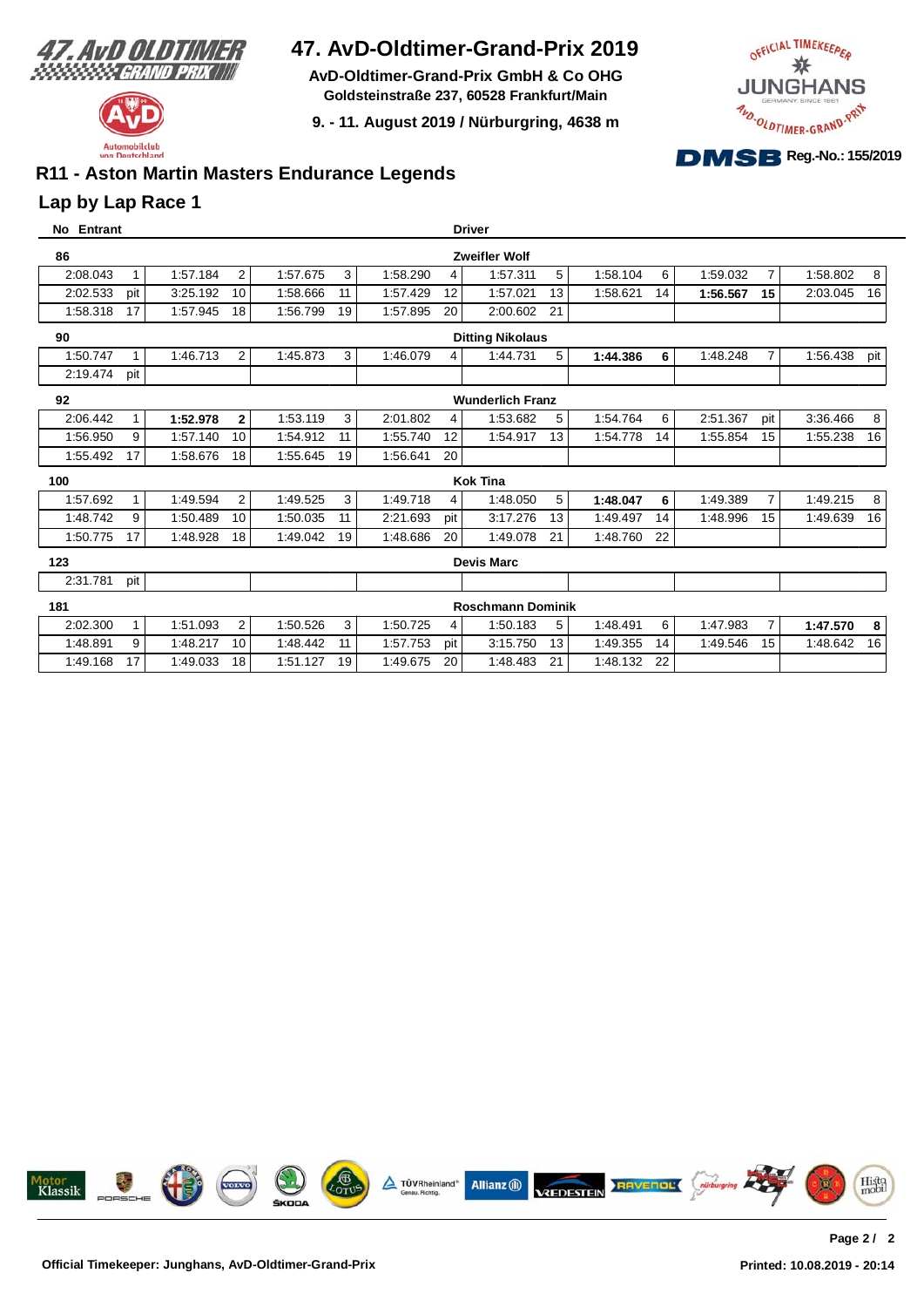# 47. AvD-Oldtimer-Grand-Prix 2019

**AvD-Oldtimer-Grand-Prix GmbH & Co OHG**
**Goldsteinstraße 237, 60528 Frankfurt/Main**

**9. - 11. August 2019 / Nürburgring, 4638 m**

**Reg.-No.: 155/2019**

## R11 - Aston Martin Masters Endurance Legends

## Lap by Lap Race 1

**No Entrant** — **Driver**

**86** — **Zweifler Wolf**

| Time | Lap | Time | Lap | Time | Lap | Time | Lap | Time | Lap | Time | Lap | Time | Lap | Time | Lap |
|---|---|---|---|---|---|---|---|---|---|---|---|---|---|---|---|
| 2:08.043 | 1 | 1:57.184 | 2 | 1:57.675 | 3 | 1:58.290 | 4 | 1:57.311 | 5 | 1:58.104 | 6 | 1:59.032 | 7 | 1:58.802 | 8 |
| 2:02.533 | pit | 3:25.192 | 10 | 1:58.666 | 11 | 1:57.429 | 12 | 1:57.021 | 13 | 1:58.621 | 14 | **1:56.567** | **15** | 2:03.045 | 16 |
| 1:58.318 | 17 | 1:57.945 | 18 | 1:56.799 | 19 | 1:57.895 | 20 | 2:00.602 | 21 | | | | | | |

**90** — **Ditting Nikolaus**

| Time | Lap | Time | Lap | Time | Lap | Time | Lap | Time | Lap | Time | Lap | Time | Lap | Time | Lap |
|---|---|---|---|---|---|---|---|---|---|---|---|---|---|---|---|
| 1:50.747 | 1 | 1:46.713 | 2 | 1:45.873 | 3 | 1:46.079 | 4 | 1:44.731 | 5 | **1:44.386** | **6** | 1:48.248 | 7 | 1:56.438 | pit |
| 2:19.474 | pit | | | | | | | | | | | | | | |

**92** — **Wunderlich Franz**

| Time | Lap | Time | Lap | Time | Lap | Time | Lap | Time | Lap | Time | Lap | Time | Lap | Time | Lap |
|---|---|---|---|---|---|---|---|---|---|---|---|---|---|---|---|
| 2:06.442 | 1 | **1:52.978** | **2** | 1:53.119 | 3 | 2:01.802 | 4 | 1:53.682 | 5 | 1:54.764 | 6 | 2:51.367 | pit | 3:36.466 | 8 |
| 1:56.950 | 9 | 1:57.140 | 10 | 1:54.912 | 11 | 1:55.740 | 12 | 1:54.917 | 13 | 1:54.778 | 14 | 1:55.854 | 15 | 1:55.238 | 16 |
| 1:55.492 | 17 | 1:58.676 | 18 | 1:55.645 | 19 | 1:56.641 | 20 | | | | | | | | |

**100** — **Kok Tina**

| Time | Lap | Time | Lap | Time | Lap | Time | Lap | Time | Lap | Time | Lap | Time | Lap | Time | Lap |
|---|---|---|---|---|---|---|---|---|---|---|---|---|---|---|---|
| 1:57.692 | 1 | 1:49.594 | 2 | 1:49.525 | 3 | 1:49.718 | 4 | 1:48.050 | 5 | **1:48.047** | **6** | 1:49.389 | 7 | 1:49.215 | 8 |
| 1:48.742 | 9 | 1:50.489 | 10 | 1:50.035 | 11 | 2:21.693 | pit | 3:17.276 | 13 | 1:49.497 | 14 | 1:48.996 | 15 | 1:49.639 | 16 |
| 1:50.775 | 17 | 1:48.928 | 18 | 1:49.042 | 19 | 1:48.686 | 20 | 1:49.078 | 21 | 1:48.760 | 22 | | | | |

**123** — **Devis Marc**

| Time | Lap | Time | Lap | Time | Lap | Time | Lap | Time | Lap | Time | Lap | Time | Lap | Time | Lap |
|---|---|---|---|---|---|---|---|---|---|---|---|---|---|---|---|
| 2:31.781 | pit | | | | | | | | | | | | | | |

**181** — **Roschmann Dominik**

| Time | Lap | Time | Lap | Time | Lap | Time | Lap | Time | Lap | Time | Lap | Time | Lap | Time | Lap |
|---|---|---|---|---|---|---|---|---|---|---|---|---|---|---|---|
| 2:02.300 | 1 | 1:51.093 | 2 | 1:50.526 | 3 | 1:50.725 | 4 | 1:50.183 | 5 | 1:48.491 | 6 | 1:47.983 | 7 | **1:47.570** | **8** |
| 1:48.891 | 9 | 1:48.217 | 10 | 1:48.442 | 11 | 1:57.753 | pit | 3:15.750 | 13 | 1:49.355 | 14 | 1:49.546 | 15 | 1:48.642 | 16 |
| 1:49.168 | 17 | 1:49.033 | 18 | 1:51.127 | 19 | 1:49.675 | 20 | 1:48.483 | 21 | 1:48.132 | 22 | | | | |

**Official Timekeeper: Junghans, AvD-Oldtimer-Grand-Prix**

**Printed: 10.08.2019 - 20:14**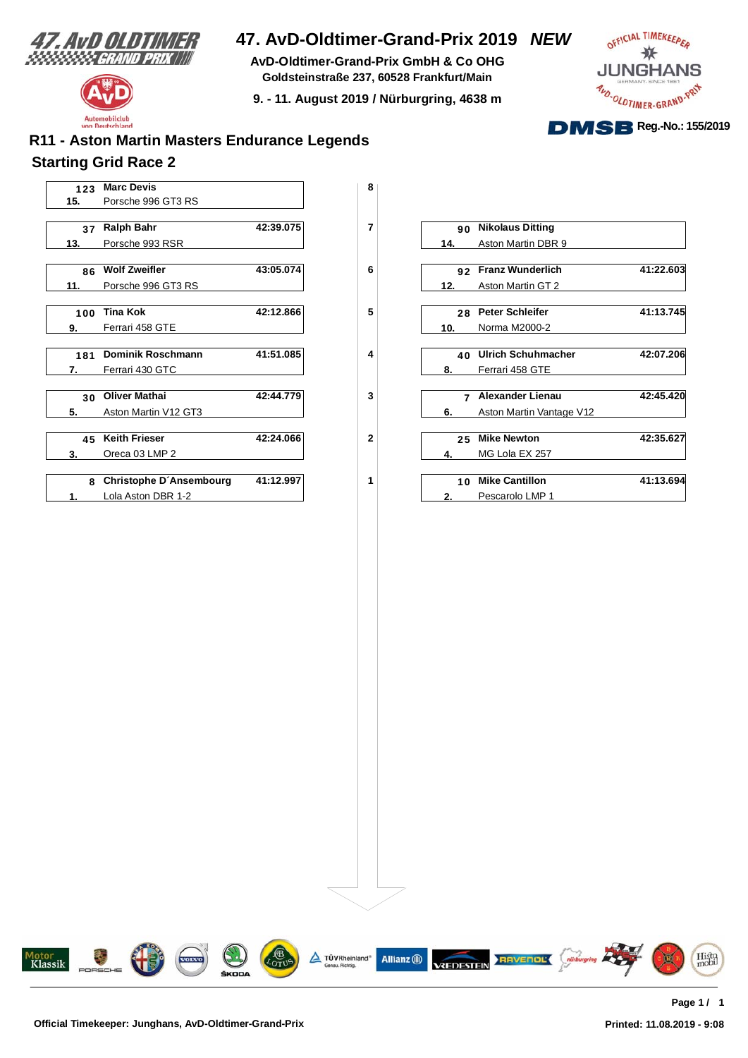# 47. AvD-Oldtimer-Grand-Prix 2019 *NEW*

**AvD-Oldtimer-Grand-Prix GmbH & Co OHG**
**Goldsteinstraße 237, 60528 Frankfurt/Main**

**9. - 11. August 2019 / Nürburgring, 4638 m**

Reg.-No.: 155/2019

## R11 - Aston Martin Masters Endurance Legends

## Starting Grid Race 2

| Row | Pos. | No. | Driver | Car | Time |
|---|---|---|---|---|---|
| 8 | 15. | 123 | Marc Devis | Porsche 996 GT3 RS | |
| 7 | 14. | 90 | Nikolaus Ditting | Aston Martin DBR 9 | |
| 7 | 13. | 37 | Ralph Bahr | Porsche 993 RSR | 42:39.075 |
| 6 | 12. | 92 | Franz Wunderlich | Aston Martin GT 2 | 41:22.603 |
| 6 | 11. | 86 | Wolf Zweifler | Porsche 996 GT3 RS | 43:05.074 |
| 5 | 10. | 28 | Peter Schleifer | Norma M2000-2 | 41:13.745 |
| 5 | 9. | 100 | Tina Kok | Ferrari 458 GTE | 42:12.866 |
| 4 | 8. | 40 | Ulrich Schuhmacher | Ferrari 458 GTE | 42:07.206 |
| 4 | 7. | 181 | Dominik Roschmann | Ferrari 430 GTC | 41:51.085 |
| 3 | 6. | 7 | Alexander Lienau | Aston Martin Vantage V12 | 42:45.420 |
| 3 | 5. | 30 | Oliver Mathai | Aston Martin V12 GT3 | 42:44.779 |
| 2 | 4. | 25 | Mike Newton | MG Lola EX 257 | 42:35.627 |
| 2 | 3. | 45 | Keith Frieser | Oreca 03 LMP 2 | 42:24.066 |
| 1 | 2. | 10 | Mike Cantillon | Pescarolo LMP 1 | 41:13.694 |
| 1 | 1. | 8 | Christophe D´Ansembourg | Lola Aston DBR 1-2 | 41:12.997 |

**Official Timekeeper: Junghans, AvD-Oldtimer-Grand-Prix**

**Printed: 11.08.2019 - 9:08**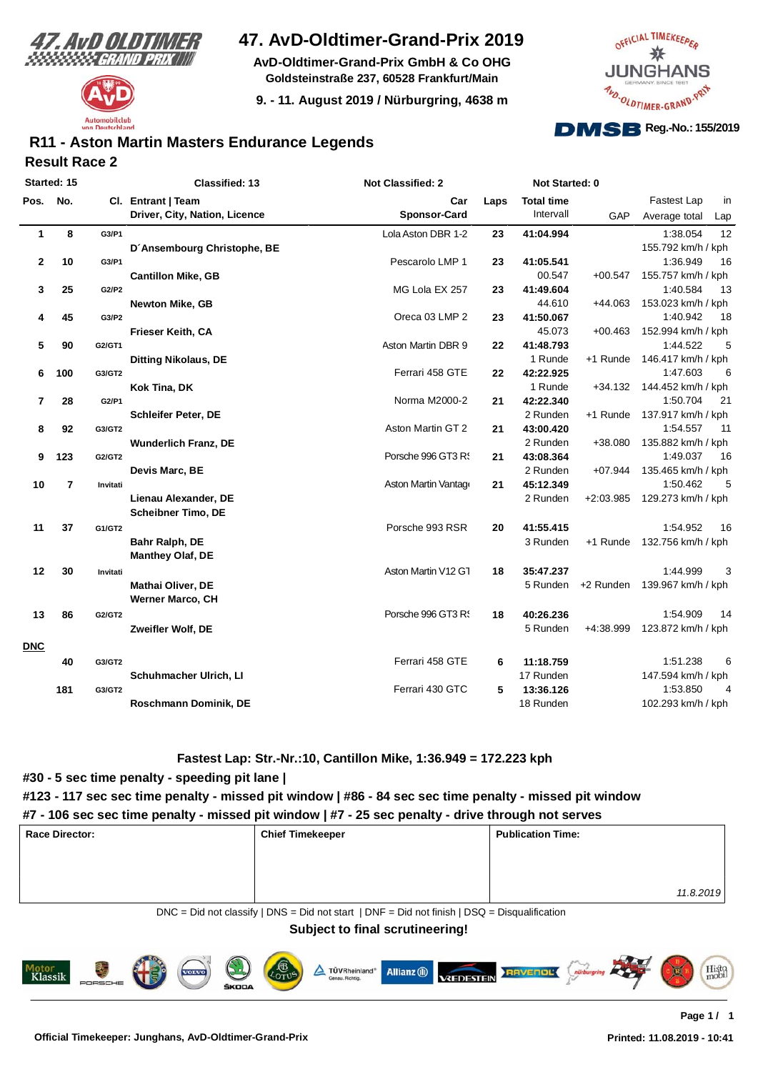# 47. AvD-Oldtimer-Grand-Prix 2019

**AvD-Oldtimer-Grand-Prix GmbH & Co OHG**
**Goldsteinstraße 237, 60528 Frankfurt/Main**

**9. - 11. August 2019 / Nürburgring, 4638 m**

**Reg.-No.: 155/2019**

## R11 - Aston Martin Masters Endurance Legends

### Result Race 2

| Started: 15 | | | Classified: 13 | Not Classified: 2 | | Not Started: 0 | | | |
|---|---|---|---|---|---|---|---|---|---|
| **Pos.** | **No.** | **Cl.** | **Entrant \| Team / Driver, City, Nation, Licence** | **Car / Sponsor-Card** | **Laps** | **Total time / Intervall** | **GAP** | **Fastest Lap / Average total** | **in Lap** |
| 1 | 8 | G3/P1 | D´Ansembourg Christophe, BE | Lola Aston DBR 1-2 | 23 | 41:04.994 | | 1:38.054 / 155.792 km/h / kph | 12 |
| 2 | 10 | G3/P1 | Cantillon Mike, GB | Pescarolo LMP 1 | 23 | 41:05.541 / 00.547 | +00.547 | 1:36.949 / 155.757 km/h / kph | 16 |
| 3 | 25 | G2/P2 | Newton Mike, GB | MG Lola EX 257 | 23 | 41:49.604 / 44.610 | +44.063 | 1:40.584 / 153.023 km/h / kph | 13 |
| 4 | 45 | G3/P2 | Frieser Keith, CA | Oreca 03 LMP 2 | 23 | 41:50.067 / 45.073 | +00.463 | 1:40.942 / 152.994 km/h / kph | 18 |
| 5 | 90 | G2/GT1 | Ditting Nikolaus, DE | Aston Martin DBR 9 | 22 | 41:48.793 / 1 Runde | +1 Runde | 1:44.522 / 146.417 km/h / kph | 5 |
| 6 | 100 | G3/GT2 | Kok Tina, DK | Ferrari 458 GTE | 22 | 42:22.925 / 1 Runde | +34.132 | 1:47.603 / 144.452 km/h / kph | 6 |
| 7 | 28 | G2/P1 | Schleifer Peter, DE | Norma M2000-2 | 21 | 42:22.340 / 2 Runden | +1 Runde | 1:50.704 / 137.917 km/h / kph | 21 |
| 8 | 92 | G3/GT2 | Wunderlich Franz, DE | Aston Martin GT 2 | 21 | 43:00.420 / 2 Runden | +38.080 | 1:54.557 / 135.882 km/h / kph | 11 |
| 9 | 123 | G2/GT2 | Devis Marc, BE | Porsche 996 GT3 RS | 21 | 43:08.364 / 2 Runden | +07.944 | 1:49.037 / 135.465 km/h / kph | 16 |
| 10 | 7 | Invitati | Lienau Alexander, DE / Scheibner Timo, DE | Aston Martin Vantage | 21 | 45:12.349 / 2 Runden | +2:03.985 | 1:50.462 / 129.273 km/h / kph | 5 |
| 11 | 37 | G1/GT2 | Bahr Ralph, DE / Manthey Olaf, DE | Porsche 993 RSR | 20 | 41:55.415 / 3 Runden | +1 Runde | 1:54.952 / 132.756 km/h / kph | 16 |
| 12 | 30 | Invitati | Mathai Oliver, DE / Werner Marco, CH | Aston Martin V12 GT | 18 | 35:47.237 / 5 Runden | +2 Runden | 1:44.999 / 139.967 km/h / kph | 3 |
| 13 | 86 | G2/GT2 | Zweifler Wolf, DE | Porsche 996 GT3 RS | 18 | 40:26.236 / 5 Runden | +4:38.999 | 1:54.909 / 123.872 km/h / kph | 14 |
| **DNC** | | | | | | | | | |
| | 40 | G3/GT2 | Schuhmacher Ulrich, LI | Ferrari 458 GTE | 6 | 11:18.759 / 17 Runden | | 1:51.238 / 147.594 km/h / kph | 6 |
| | 181 | G3/GT2 | Roschmann Dominik, DE | Ferrari 430 GTC | 5 | 13:36.126 / 18 Runden | | 1:53.850 / 102.293 km/h / kph | 4 |

**Fastest Lap: Str.-Nr.:10, Cantillon Mike, 1:36.949 = 172.223 kph**

**#30 - 5 sec time penalty - speeding pit lane |**

**#123 - 117 sec sec time penalty - missed pit window | #86 - 84 sec sec time penalty - missed pit window**

**#7 - 106 sec sec time penalty - missed pit window | #7 - 25 sec penalty - drive through not serves**

| Race Director: | Chief Timekeeper | Publication Time: |
|---|---|---|
| | | *11.8.2019* |

DNC = Did not classify | DNS = Did not start | DNF = Did not finish | DSQ = Disqualification

**Subject to final scrutineering!**

**Official Timekeeper: Junghans, AvD-Oldtimer-Grand-Prix**

**Printed: 11.08.2019 - 10:41**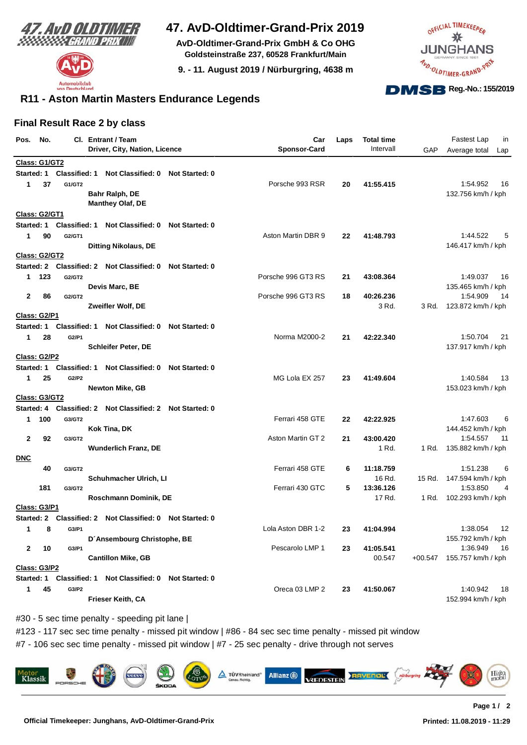# 47. AvD-Oldtimer-Grand-Prix 2019

**AvD-Oldtimer-Grand-Prix GmbH & Co OHG**
**Goldsteinstraße 237, 60528 Frankfurt/Main**
**9. - 11. August 2019 / Nürburgring, 4638 m**

Reg.-No.: 155/2019

## R11 - Aston Martin Masters Endurance Legends

### Final Result Race 2 by class

| Pos. | No. | Cl. | Entrant / Team / Driver, City, Nation, Licence | Car / Sponsor-Card | Laps | Total time / Intervall | GAP | Fastest Lap / Average total | in Lap |
|---|---|---|---|---|---|---|---|---|---|
| **Class: G1/GT2** | | | | | | | | | |
| Started: 1 | Classified: 1 | | Not Classified: 0 Not Started: 0 | | | | | | |
| 1 | 37 | G1/GT2 | **Bahr Ralph, DE** / **Manthey Olaf, DE** | Porsche 993 RSR | **20** | **41:55.415** | | 1:54.952 / 132.756 km/h / kph | 16 |
| **Class: G2/GT1** | | | | | | | | | |
| Started: 1 | Classified: 1 | | Not Classified: 0 Not Started: 0 | | | | | | |
| 1 | 90 | G2/GT1 | **Ditting Nikolaus, DE** | Aston Martin DBR 9 | **22** | **41:48.793** | | 1:44.522 / 146.417 km/h / kph | 5 |
| **Class: G2/GT2** | | | | | | | | | |
| Started: 2 | Classified: 2 | | Not Classified: 0 Not Started: 0 | | | | | | |
| 1 | 123 | G2/GT2 | **Devis Marc, BE** | Porsche 996 GT3 RS | **21** | **43:08.364** | | 1:49.037 / 135.465 km/h / kph | 16 |
| 2 | 86 | G2/GT2 | **Zweifler Wolf, DE** | Porsche 996 GT3 RS | **18** | **40:26.236** / 3 Rd. | 3 Rd. | 1:54.909 / 123.872 km/h / kph | 14 |
| **Class: G2/P1** | | | | | | | | | |
| Started: 1 | Classified: 1 | | Not Classified: 0 Not Started: 0 | | | | | | |
| 1 | 28 | G2/P1 | **Schleifer Peter, DE** | Norma M2000-2 | **21** | **42:22.340** | | 1:50.704 / 137.917 km/h / kph | 21 |
| **Class: G2/P2** | | | | | | | | | |
| Started: 1 | Classified: 1 | | Not Classified: 0 Not Started: 0 | | | | | | |
| 1 | 25 | G2/P2 | **Newton Mike, GB** | MG Lola EX 257 | **23** | **41:49.604** | | 1:40.584 / 153.023 km/h / kph | 13 |
| **Class: G3/GT2** | | | | | | | | | |
| Started: 4 | Classified: 2 | | Not Classified: 2 Not Started: 0 | | | | | | |
| 1 | 100 | G3/GT2 | **Kok Tina, DK** | Ferrari 458 GTE | **22** | **42:22.925** | | 1:47.603 / 144.452 km/h / kph | 6 |
| 2 | 92 | G3/GT2 | **Wunderlich Franz, DE** | Aston Martin GT 2 | **21** | **43:00.420** / 1 Rd. | 1 Rd. | 1:54.557 / 135.882 km/h / kph | 11 |
| **DNC** | | | | | | | | | |
| | 40 | G3/GT2 | **Schuhmacher Ulrich, LI** | Ferrari 458 GTE | **6** | **11:18.759** / 16 Rd. | 15 Rd. | 1:51.238 / 147.594 km/h / kph | 6 |
| | 181 | G3/GT2 | **Roschmann Dominik, DE** | Ferrari 430 GTC | **5** | **13:36.126** / 17 Rd. | 1 Rd. | 1:53.850 / 102.293 km/h / kph | 4 |
| **Class: G3/P1** | | | | | | | | | |
| Started: 2 | Classified: 2 | | Not Classified: 0 Not Started: 0 | | | | | | |
| 1 | 8 | G3/P1 | **D´Ansembourg Christophe, BE** | Lola Aston DBR 1-2 | **23** | **41:04.994** | | 1:38.054 / 155.792 km/h / kph | 12 |
| 2 | 10 | G3/P1 | **Cantillon Mike, GB** | Pescarolo LMP 1 | **23** | **41:05.541** / 00.547 | +00.547 | 1:36.949 / 155.757 km/h / kph | 16 |
| **Class: G3/P2** | | | | | | | | | |
| Started: 1 | Classified: 1 | | Not Classified: 0 Not Started: 0 | | | | | | |
| 1 | 45 | G3/P2 | **Frieser Keith, CA** | Oreca 03 LMP 2 | **23** | **41:50.067** | | 1:40.942 / 152.994 km/h / kph | 18 |

#30 - 5 sec time penalty - speeding pit lane |
#123 - 117 sec sec time penalty - missed pit window | #86 - 84 sec sec time penalty - missed pit window
#7 - 106 sec sec time penalty - missed pit window | #7 - 25 sec penalty - drive through not serves

Official Timekeeper: Junghans, AvD-Oldtimer-Grand-Prix

Printed: 11.08.2019 - 11:29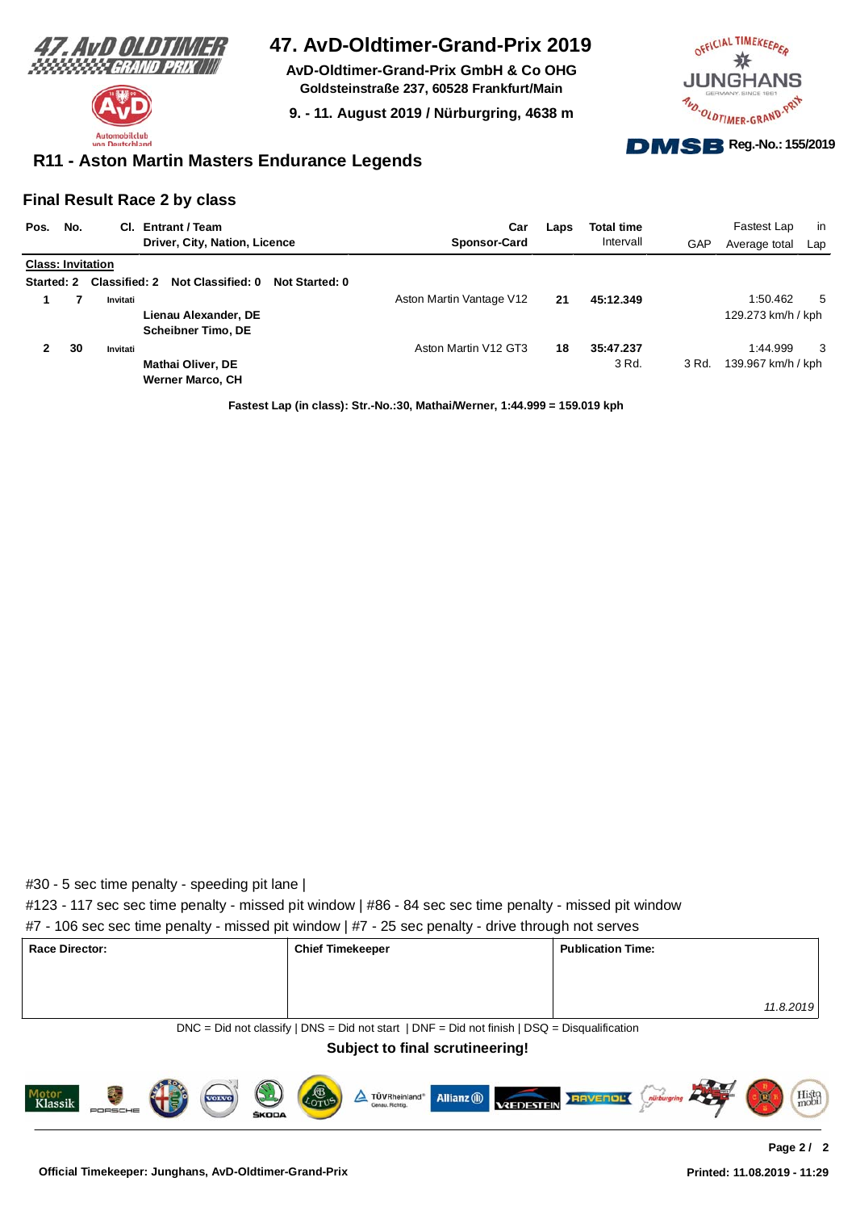# 47. AvD-Oldtimer-Grand-Prix 2019

**AvD-Oldtimer-Grand-Prix GmbH & Co OHG**
**Goldsteinstraße 237, 60528 Frankfurt/Main**

**9. - 11. August 2019 / Nürburgring, 4638 m**

**Reg.-No.: 155/2019**

## R11 - Aston Martin Masters Endurance Legends

### Final Result Race 2 by class

| Pos. | No. | Cl. | Entrant / Team<br>Driver, City, Nation, Licence | Car<br>Sponsor-Card | Laps | Total time<br>Intervall | GAP | Fastest Lap<br>Average total | in<br>Lap |
|---|---|---|---|---|---|---|---|---|---|
| **Class: Invitation** | | | | | | | | | |
| Started: 2 | Classified: 2 | Not Classified: 0 | Not Started: 0 | | | | | | |
| 1 | 7 | Invitati | **Lienau Alexander, DE**<br>**Scheibner Timo, DE** | Aston Martin Vantage V12 | 21 | 45:12.349 | | 1:50.462<br>129.273 km/h / kph | 5 |
| 2 | 30 | Invitati | **Mathai Oliver, DE**<br>**Werner Marco, CH** | Aston Martin V12 GT3 | 18 | 35:47.237<br>3 Rd. | 3 Rd. | 1:44.999<br>139.967 km/h / kph | 3 |

**Fastest Lap (in class): Str.-No.:30, Mathai/Werner, 1:44.999 = 159.019 kph**

#30 - 5 sec time penalty - speeding pit lane |
#123 - 117 sec sec time penalty - missed pit window | #86 - 84 sec sec time penalty - missed pit window
#7 - 106 sec sec time penalty - missed pit window | #7 - 25 sec penalty - drive through not serves

| Race Director: | Chief Timekeeper | Publication Time: |
|---|---|---|
| | | *11.8.2019* |

DNC = Did not classify | DNS = Did not start | DNF = Did not finish | DSQ = Disqualification

**Subject to final scrutineering!**

**Official Timekeeper: Junghans, AvD-Oldtimer-Grand-Prix**

**Printed: 11.08.2019 - 11:29**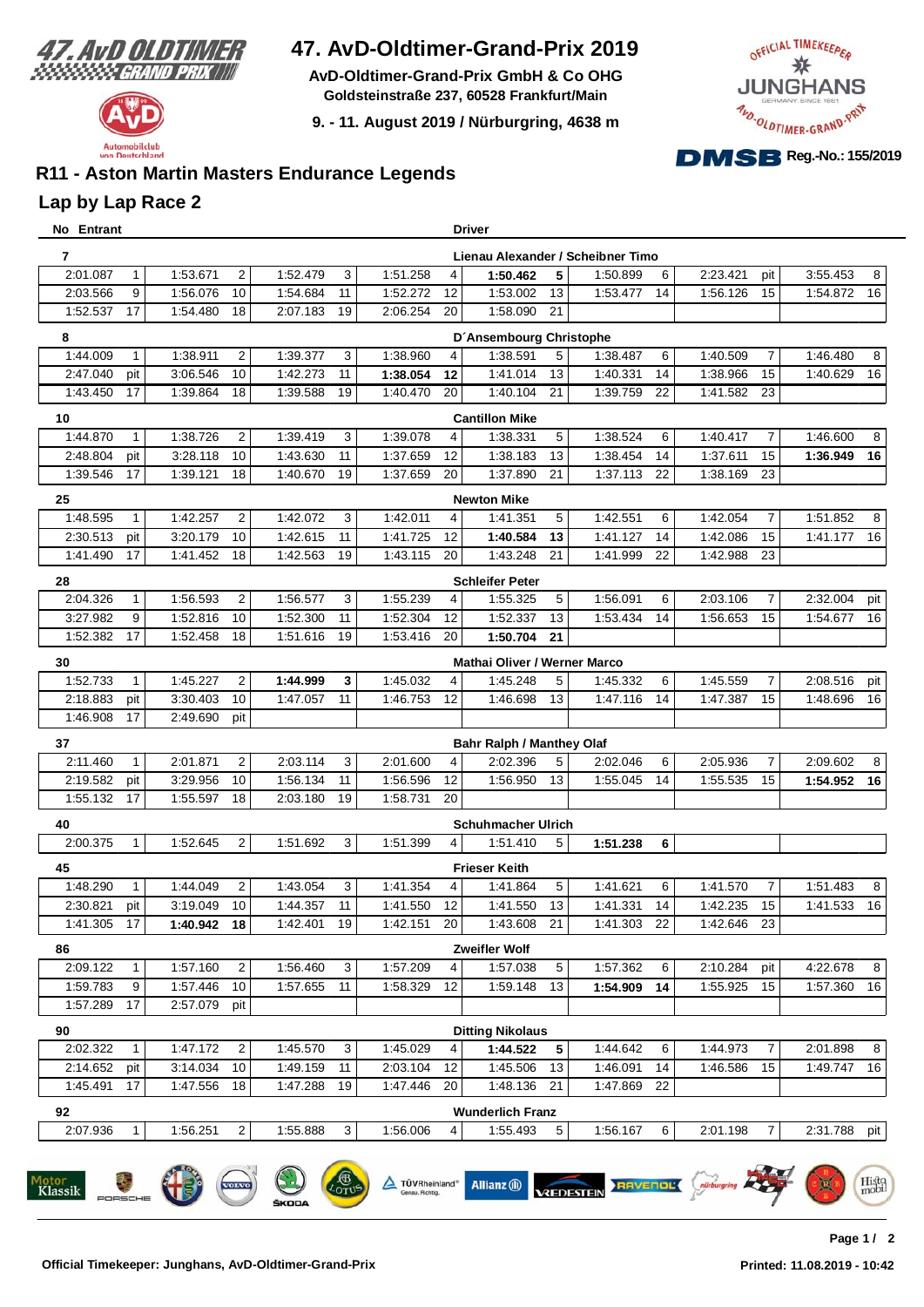# 47. AvD-Oldtimer-Grand-Prix 2019

**AvD-Oldtimer-Grand-Prix GmbH & Co OHG**
**Goldsteinstraße 237, 60528 Frankfurt/Main**

**9. - 11. August 2019 / Nürburgring, 4638 m**

Reg.-No.: 155/2019

## R11 - Aston Martin Masters Endurance Legends

## Lap by Lap Race 2

**No Entrant** — **Driver**

**7** — Lienau Alexander / Scheibner Timo

| | | | | | | | | | | | | | | | |
|---|---|---|---|---|---|---|---|---|---|---|---|---|---|---|---|
| 2:01.087 | 1 | 1:53.671 | 2 | 1:52.479 | 3 | 1:51.258 | 4 | **1:50.462** | **5** | 1:50.899 | 6 | 2:23.421 | pit | 3:55.453 | 8 |
| 2:03.566 | 9 | 1:56.076 | 10 | 1:54.684 | 11 | 1:52.272 | 12 | 1:53.002 | 13 | 1:53.477 | 14 | 1:56.126 | 15 | 1:54.872 | 16 |
| 1:52.537 | 17 | 1:54.480 | 18 | 2:07.183 | 19 | 2:06.254 | 20 | 1:58.090 | 21 | | | | | | |

**8** — D´Ansembourg Christophe

| | | | | | | | | | | | | | | | |
|---|---|---|---|---|---|---|---|---|---|---|---|---|---|---|---|
| 1:44.009 | 1 | 1:38.911 | 2 | 1:39.377 | 3 | 1:38.960 | 4 | 1:38.591 | 5 | 1:38.487 | 6 | 1:40.509 | 7 | 1:46.480 | 8 |
| 2:47.040 | pit | 3:06.546 | 10 | 1:42.273 | 11 | **1:38.054** | **12** | 1:41.014 | 13 | 1:40.331 | 14 | 1:38.966 | 15 | 1:40.629 | 16 |
| 1:43.450 | 17 | 1:39.864 | 18 | 1:39.588 | 19 | 1:40.470 | 20 | 1:40.104 | 21 | 1:39.759 | 22 | 1:41.582 | 23 | | |

**10** — Cantillon Mike

| | | | | | | | | | | | | | | | |
|---|---|---|---|---|---|---|---|---|---|---|---|---|---|---|---|
| 1:44.870 | 1 | 1:38.726 | 2 | 1:39.419 | 3 | 1:39.078 | 4 | 1:38.331 | 5 | 1:38.524 | 6 | 1:40.417 | 7 | 1:46.600 | 8 |
| 2:48.804 | pit | 3:28.118 | 10 | 1:43.630 | 11 | 1:37.659 | 12 | 1:38.183 | 13 | 1:38.454 | 14 | 1:37.611 | 15 | **1:36.949** | **16** |
| 1:39.546 | 17 | 1:39.121 | 18 | 1:40.670 | 19 | 1:37.659 | 20 | 1:37.890 | 21 | 1:37.113 | 22 | 1:38.169 | 23 | | |

**25** — Newton Mike

| | | | | | | | | | | | | | | | |
|---|---|---|---|---|---|---|---|---|---|---|---|---|---|---|---|
| 1:48.595 | 1 | 1:42.257 | 2 | 1:42.072 | 3 | 1:42.011 | 4 | 1:41.351 | 5 | 1:42.551 | 6 | 1:42.054 | 7 | 1:51.852 | 8 |
| 2:30.513 | pit | 3:20.179 | 10 | 1:42.615 | 11 | 1:41.725 | 12 | **1:40.584** | **13** | 1:41.127 | 14 | 1:42.086 | 15 | 1:41.177 | 16 |
| 1:41.490 | 17 | 1:41.452 | 18 | 1:42.563 | 19 | 1:43.115 | 20 | 1:43.248 | 21 | 1:41.999 | 22 | 1:42.988 | 23 | | |

**28** — Schleifer Peter

| | | | | | | | | | | | | | | | |
|---|---|---|---|---|---|---|---|---|---|---|---|---|---|---|---|
| 2:04.326 | 1 | 1:56.593 | 2 | 1:56.577 | 3 | 1:55.239 | 4 | 1:55.325 | 5 | 1:56.091 | 6 | 2:03.106 | 7 | 2:32.004 | pit |
| 3:27.982 | 9 | 1:52.816 | 10 | 1:52.300 | 11 | 1:52.304 | 12 | 1:52.337 | 13 | 1:53.434 | 14 | 1:56.653 | 15 | 1:54.677 | 16 |
| 1:52.382 | 17 | 1:52.458 | 18 | 1:51.616 | 19 | 1:53.416 | 20 | **1:50.704** | **21** | | | | | | |

**30** — Mathai Oliver / Werner Marco

| | | | | | | | | | | | | | | | |
|---|---|---|---|---|---|---|---|---|---|---|---|---|---|---|---|
| 1:52.733 | 1 | 1:45.227 | 2 | **1:44.999** | **3** | 1:45.032 | 4 | 1:45.248 | 5 | 1:45.332 | 6 | 1:45.559 | 7 | 2:08.516 | pit |
| 2:18.883 | pit | 3:30.403 | 10 | 1:47.057 | 11 | 1:46.753 | 12 | 1:46.698 | 13 | 1:47.116 | 14 | 1:47.387 | 15 | 1:48.696 | 16 |
| 1:46.908 | 17 | 2:49.690 | pit | | | | | | | | | | | | |

**37** — Bahr Ralph / Manthey Olaf

| | | | | | | | | | | | | | | | |
|---|---|---|---|---|---|---|---|---|---|---|---|---|---|---|---|
| 2:11.460 | 1 | 2:01.871 | 2 | 2:03.114 | 3 | 2:01.600 | 4 | 2:02.396 | 5 | 2:02.046 | 6 | 2:05.936 | 7 | 2:09.602 | 8 |
| 2:19.582 | pit | 3:29.956 | 10 | 1:56.134 | 11 | 1:56.596 | 12 | 1:56.950 | 13 | 1:55.045 | 14 | 1:55.535 | 15 | **1:54.952** | **16** |
| 1:55.132 | 17 | 1:55.597 | 18 | 2:03.180 | 19 | 1:58.731 | 20 | | | | | | | | |

**40** — Schuhmacher Ulrich

| | | | | | | | | | | | | | | | |
|---|---|---|---|---|---|---|---|---|---|---|---|---|---|---|---|
| 2:00.375 | 1 | 1:52.645 | 2 | 1:51.692 | 3 | 1:51.399 | 4 | 1:51.410 | 5 | **1:51.238** | **6** | | | | |

**45** — Frieser Keith

| | | | | | | | | | | | | | | | |
|---|---|---|---|---|---|---|---|---|---|---|---|---|---|---|---|
| 1:48.290 | 1 | 1:44.049 | 2 | 1:43.054 | 3 | 1:41.354 | 4 | 1:41.864 | 5 | 1:41.621 | 6 | 1:41.570 | 7 | 1:51.483 | 8 |
| 2:30.821 | pit | 3:19.049 | 10 | 1:44.357 | 11 | 1:41.550 | 12 | 1:41.550 | 13 | 1:41.331 | 14 | 1:42.235 | 15 | 1:41.533 | 16 |
| 1:41.305 | 17 | **1:40.942** | **18** | 1:42.401 | 19 | 1:42.151 | 20 | 1:43.608 | 21 | 1:41.303 | 22 | 1:42.646 | 23 | | |

**86** — Zweifler Wolf

| | | | | | | | | | | | | | | | |
|---|---|---|---|---|---|---|---|---|---|---|---|---|---|---|---|
| 2:09.122 | 1 | 1:57.160 | 2 | 1:56.460 | 3 | 1:57.209 | 4 | 1:57.038 | 5 | 1:57.362 | 6 | 2:10.284 | pit | 4:22.678 | 8 |
| 1:59.783 | 9 | 1:57.446 | 10 | 1:57.655 | 11 | 1:58.329 | 12 | 1:59.148 | 13 | **1:54.909** | **14** | 1:55.925 | 15 | 1:57.360 | 16 |
| 1:57.289 | 17 | 2:57.079 | pit | | | | | | | | | | | | |

**90** — Ditting Nikolaus

| | | | | | | | | | | | | | | | |
|---|---|---|---|---|---|---|---|---|---|---|---|---|---|---|---|
| 2:02.322 | 1 | 1:47.172 | 2 | 1:45.570 | 3 | 1:45.029 | 4 | **1:44.522** | **5** | 1:44.642 | 6 | 1:44.973 | 7 | 2:01.898 | 8 |
| 2:14.652 | pit | 3:14.034 | 10 | 1:49.159 | 11 | 2:03.104 | 12 | 1:45.506 | 13 | 1:46.091 | 14 | 1:46.586 | 15 | 1:49.747 | 16 |
| 1:45.491 | 17 | 1:47.556 | 18 | 1:47.288 | 19 | 1:47.446 | 20 | 1:48.136 | 21 | 1:47.869 | 22 | | | | |

**92** — Wunderlich Franz

| | | | | | | | | | | | | | | | |
|---|---|---|---|---|---|---|---|---|---|---|---|---|---|---|---|
| 2:07.936 | 1 | 1:56.251 | 2 | 1:55.888 | 3 | 1:56.006 | 4 | 1:55.493 | 5 | 1:56.167 | 6 | 2:01.198 | 7 | 2:31.788 | pit |

Official Timekeeper: Junghans, AvD-Oldtimer-Grand-Prix

Printed: 11.08.2019 - 10:42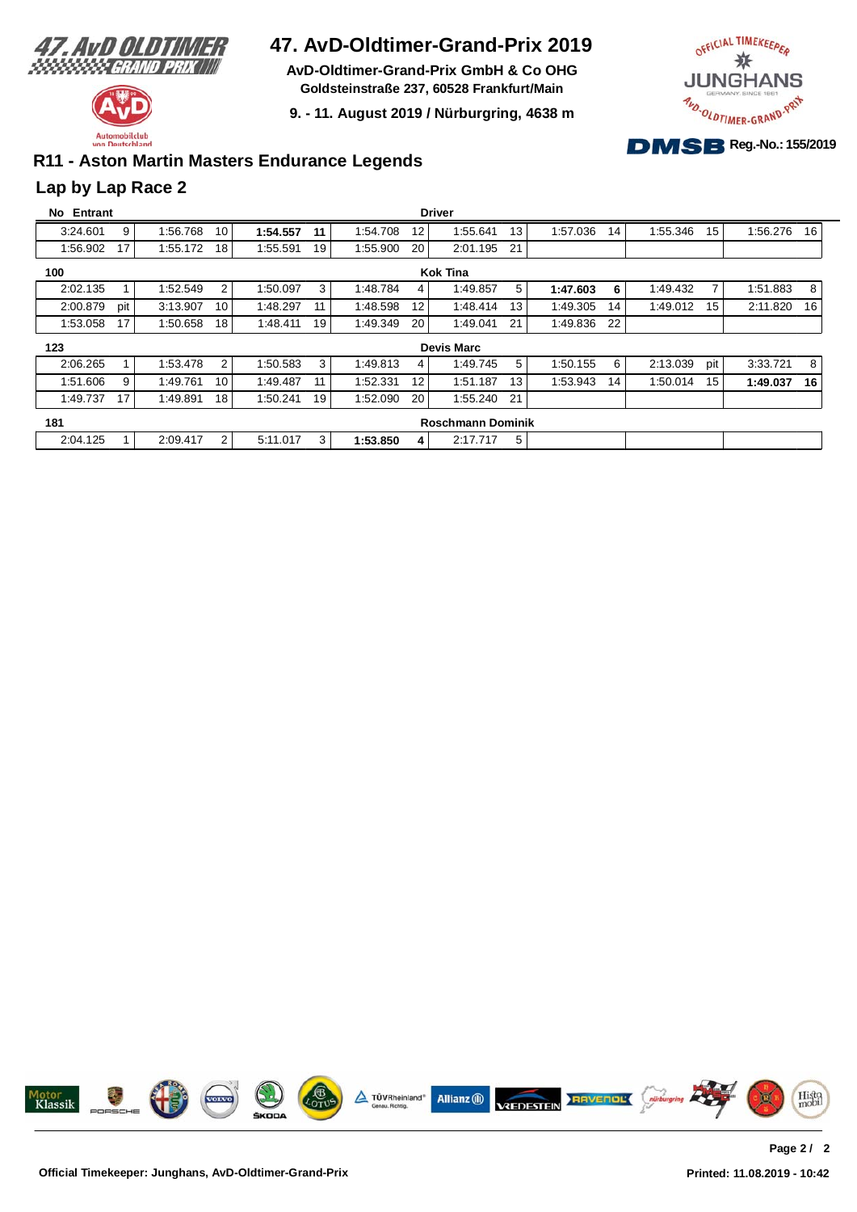# 47. AvD-Oldtimer-Grand-Prix 2019

**AvD-Oldtimer-Grand-Prix GmbH & Co OHG**
**Goldsteinstraße 237, 60528 Frankfurt/Main**

**9. - 11. August 2019 / Nürburgring, 4638 m**

Reg.-No.: 155/2019

## R11 - Aston Martin Masters Endurance Legends

## Lap by Lap Race 2

| | | | | | | | | | | | | | | | |
|---|---|---|---|---|---|---|---|---|---|---|---|---|---|---|---|
| **No Entrant** | | | | | | | | **Driver** | | | | | | | |
| 3:24.601 | 9 | 1:56.768 | 10 | **1:54.557** | **11** | 1:54.708 | 12 | 1:55.641 | 13 | 1:57.036 | 14 | 1:55.346 | 15 | 1:56.276 | 16 |
| 1:56.902 | 17 | 1:55.172 | 18 | 1:55.591 | 19 | 1:55.900 | 20 | 2:01.195 | 21 | | | | | | |
| **100** | | | | | | | | **Kok Tina** | | | | | | | |
| 2:02.135 | 1 | 1:52.549 | 2 | 1:50.097 | 3 | 1:48.784 | 4 | 1:49.857 | 5 | **1:47.603** | **6** | 1:49.432 | 7 | 1:51.883 | 8 |
| 2:00.879 | pit | 3:13.907 | 10 | 1:48.297 | 11 | 1:48.598 | 12 | 1:48.414 | 13 | 1:49.305 | 14 | 1:49.012 | 15 | 2:11.820 | 16 |
| 1:53.058 | 17 | 1:50.658 | 18 | 1:48.411 | 19 | 1:49.349 | 20 | 1:49.041 | 21 | 1:49.836 | 22 | | | | |
| **123** | | | | | | | | **Devis Marc** | | | | | | | |
| 2:06.265 | 1 | 1:53.478 | 2 | 1:50.583 | 3 | 1:49.813 | 4 | 1:49.745 | 5 | 1:50.155 | 6 | 2:13.039 | pit | 3:33.721 | 8 |
| 1:51.606 | 9 | 1:49.761 | 10 | 1:49.487 | 11 | 1:52.331 | 12 | 1:51.187 | 13 | 1:53.943 | 14 | 1:50.014 | 15 | **1:49.037** | **16** |
| 1:49.737 | 17 | 1:49.891 | 18 | 1:50.241 | 19 | 1:52.090 | 20 | 1:55.240 | 21 | | | | | | |
| **181** | | | | | | | | **Roschmann Dominik** | | | | | | | |
| 2:04.125 | 1 | 2:09.417 | 2 | 5:11.017 | 3 | **1:53.850** | **4** | 2:17.717 | 5 | | | | | | |

Official Timekeeper: Junghans, AvD-Oldtimer-Grand-Prix

Printed: 11.08.2019 - 10:42